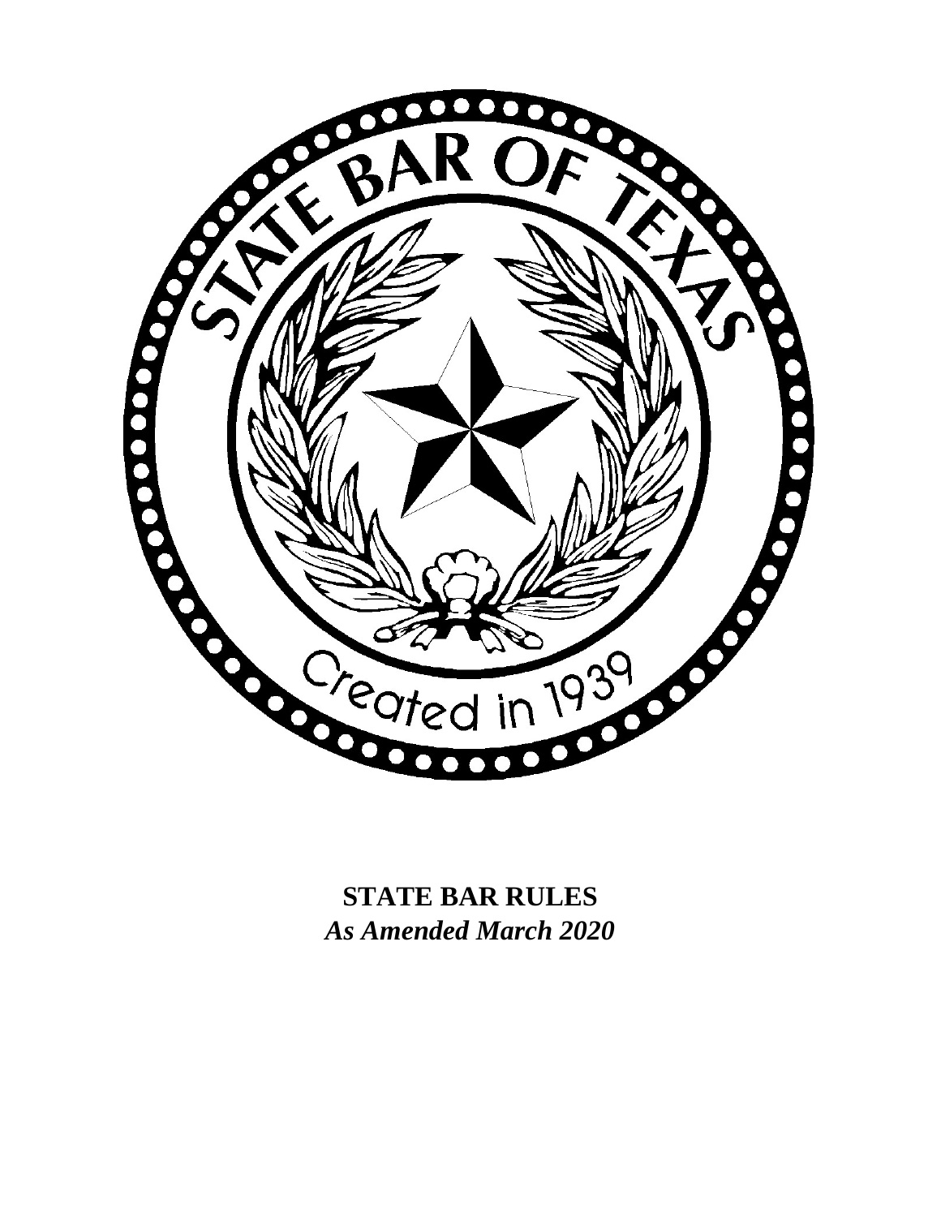**STATE BAR RULES**

***As Amended March 2020***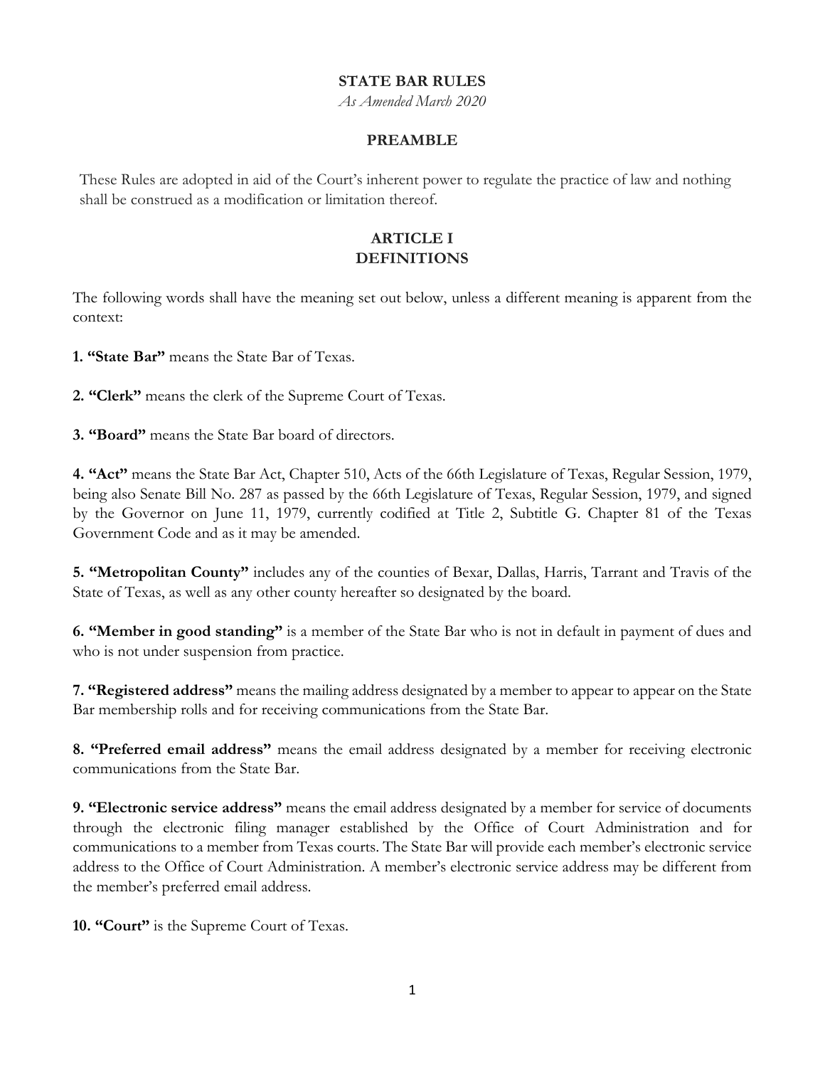**STATE BAR RULES**

*As Amended March 2020*

**PREAMBLE**

These Rules are adopted in aid of the Court's inherent power to regulate the practice of law and nothing shall be construed as a modification or limitation thereof.

## ARTICLE I
## DEFINITIONS

The following words shall have the meaning set out below, unless a different meaning is apparent from the context:

**1. "State Bar"** means the State Bar of Texas.

**2. "Clerk"** means the clerk of the Supreme Court of Texas.

**3. "Board"** means the State Bar board of directors.

**4. "Act"** means the State Bar Act, Chapter 510, Acts of the 66th Legislature of Texas, Regular Session, 1979, being also Senate Bill No. 287 as passed by the 66th Legislature of Texas, Regular Session, 1979, and signed by the Governor on June 11, 1979, currently codified at Title 2, Subtitle G. Chapter 81 of the Texas Government Code and as it may be amended.

**5. "Metropolitan County"** includes any of the counties of Bexar, Dallas, Harris, Tarrant and Travis of the State of Texas, as well as any other county hereafter so designated by the board.

**6. "Member in good standing"** is a member of the State Bar who is not in default in payment of dues and who is not under suspension from practice.

**7. "Registered address"** means the mailing address designated by a member to appear to appear on the State Bar membership rolls and for receiving communications from the State Bar.

**8. "Preferred email address"** means the email address designated by a member for receiving electronic communications from the State Bar.

**9. "Electronic service address"** means the email address designated by a member for service of documents through the electronic filing manager established by the Office of Court Administration and for communications to a member from Texas courts. The State Bar will provide each member's electronic service address to the Office of Court Administration. A member's electronic service address may be different from the member's preferred email address.

**10. "Court"** is the Supreme Court of Texas.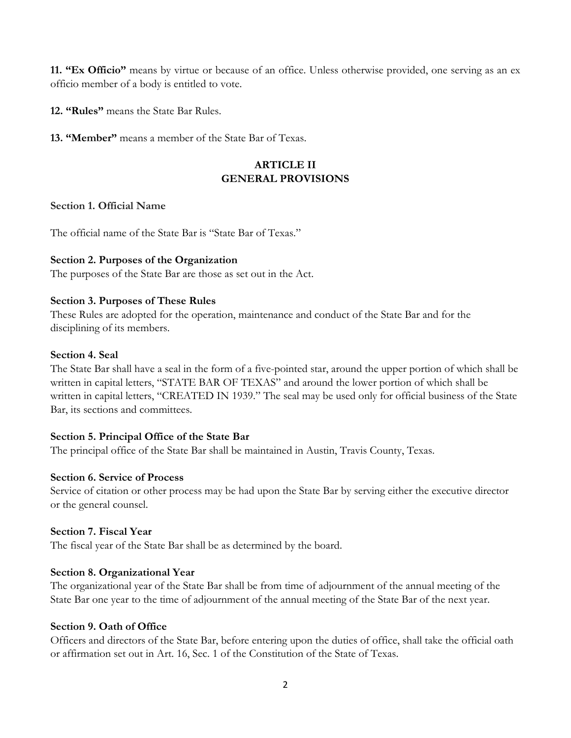**11. "Ex Officio"** means by virtue or because of an office. Unless otherwise provided, one serving as an ex officio member of a body is entitled to vote.

**12. "Rules"** means the State Bar Rules.

**13. "Member"** means a member of the State Bar of Texas.

## ARTICLE II
## GENERAL PROVISIONS

### Section 1. Official Name

The official name of the State Bar is "State Bar of Texas."

### Section 2. Purposes of the Organization

The purposes of the State Bar are those as set out in the Act.

### Section 3. Purposes of These Rules

These Rules are adopted for the operation, maintenance and conduct of the State Bar and for the disciplining of its members.

### Section 4. Seal

The State Bar shall have a seal in the form of a five-pointed star, around the upper portion of which shall be written in capital letters, "STATE BAR OF TEXAS" and around the lower portion of which shall be written in capital letters, "CREATED IN 1939." The seal may be used only for official business of the State Bar, its sections and committees.

### Section 5. Principal Office of the State Bar

The principal office of the State Bar shall be maintained in Austin, Travis County, Texas.

### Section 6. Service of Process

Service of citation or other process may be had upon the State Bar by serving either the executive director or the general counsel.

### Section 7. Fiscal Year

The fiscal year of the State Bar shall be as determined by the board.

### Section 8. Organizational Year

The organizational year of the State Bar shall be from time of adjournment of the annual meeting of the State Bar one year to the time of adjournment of the annual meeting of the State Bar of the next year.

### Section 9. Oath of Office

Officers and directors of the State Bar, before entering upon the duties of office, shall take the official oath or affirmation set out in Art. 16, Sec. 1 of the Constitution of the State of Texas.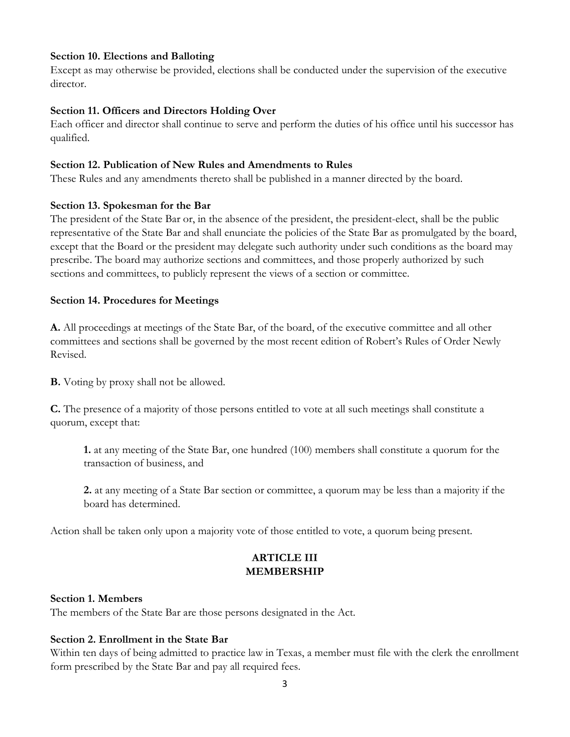**Section 10. Elections and Balloting**

Except as may otherwise be provided, elections shall be conducted under the supervision of the executive director.

**Section 11. Officers and Directors Holding Over**

Each officer and director shall continue to serve and perform the duties of his office until his successor has qualified.

**Section 12. Publication of New Rules and Amendments to Rules**

These Rules and any amendments thereto shall be published in a manner directed by the board.

**Section 13. Spokesman for the Bar**

The president of the State Bar or, in the absence of the president, the president-elect, shall be the public representative of the State Bar and shall enunciate the policies of the State Bar as promulgated by the board, except that the Board or the president may delegate such authority under such conditions as the board may prescribe. The board may authorize sections and committees, and those properly authorized by such sections and committees, to publicly represent the views of a section or committee.

**Section 14. Procedures for Meetings**

**A.** All proceedings at meetings of the State Bar, of the board, of the executive committee and all other committees and sections shall be governed by the most recent edition of Robert's Rules of Order Newly Revised.

**B.** Voting by proxy shall not be allowed.

**C.** The presence of a majority of those persons entitled to vote at all such meetings shall constitute a quorum, except that:

> **1.** at any meeting of the State Bar, one hundred (100) members shall constitute a quorum for the transaction of business, and
>
> **2.** at any meeting of a State Bar section or committee, a quorum may be less than a majority if the board has determined.

Action shall be taken only upon a majority vote of those entitled to vote, a quorum being present.

## ARTICLE III
## MEMBERSHIP

**Section 1. Members**

The members of the State Bar are those persons designated in the Act.

**Section 2. Enrollment in the State Bar**

Within ten days of being admitted to practice law in Texas, a member must file with the clerk the enrollment form prescribed by the State Bar and pay all required fees.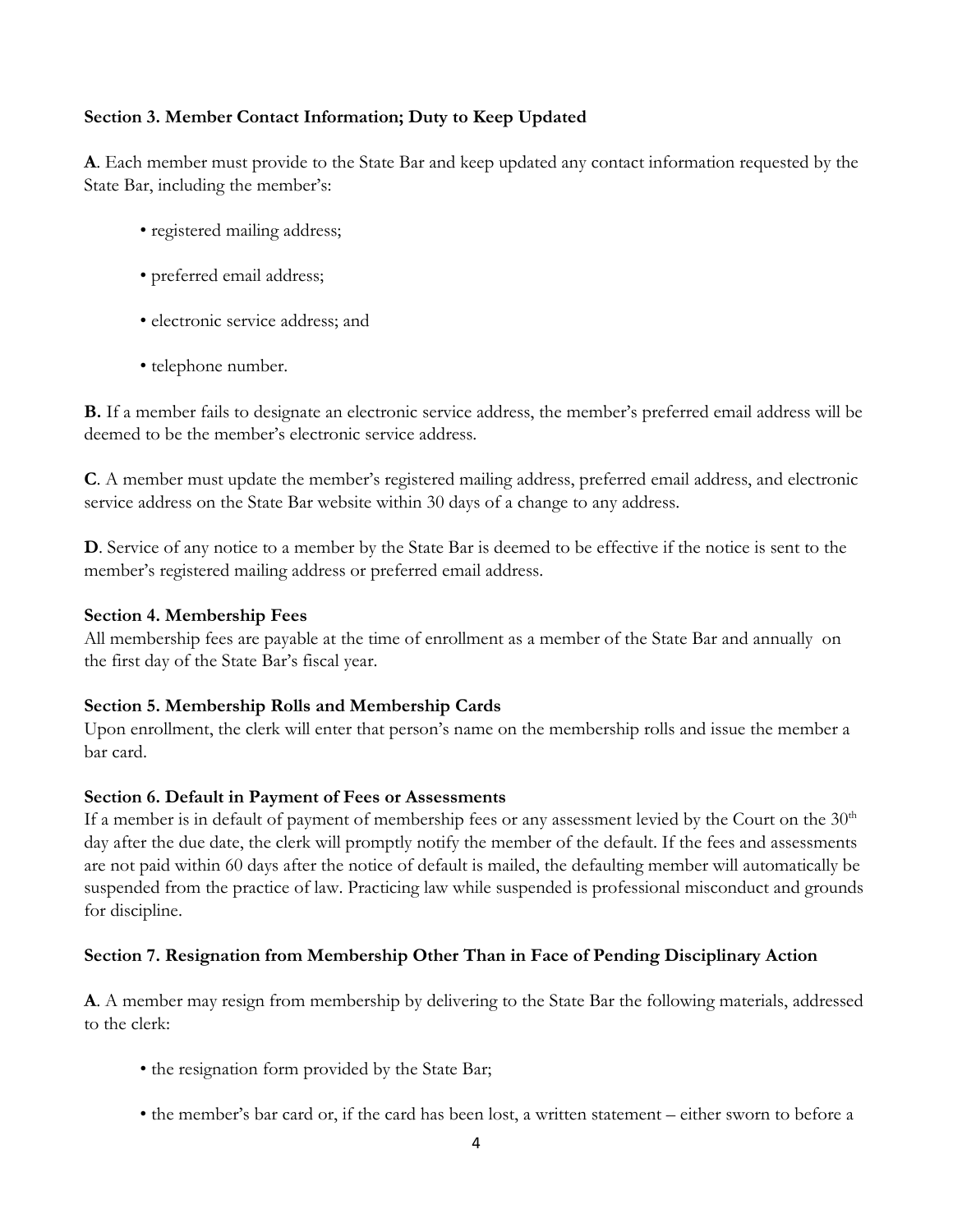**Section 3. Member Contact Information; Duty to Keep Updated**

**A**. Each member must provide to the State Bar and keep updated any contact information requested by the State Bar, including the member's:

- registered mailing address;
- preferred email address;
- electronic service address; and
- telephone number.

**B.** If a member fails to designate an electronic service address, the member's preferred email address will be deemed to be the member's electronic service address.

**C**. A member must update the member's registered mailing address, preferred email address, and electronic service address on the State Bar website within 30 days of a change to any address.

**D**. Service of any notice to a member by the State Bar is deemed to be effective if the notice is sent to the member's registered mailing address or preferred email address.

**Section 4. Membership Fees**

All membership fees are payable at the time of enrollment as a member of the State Bar and annually on the first day of the State Bar's fiscal year.

**Section 5. Membership Rolls and Membership Cards**

Upon enrollment, the clerk will enter that person's name on the membership rolls and issue the member a bar card.

**Section 6. Default in Payment of Fees or Assessments**

If a member is in default of payment of membership fees or any assessment levied by the Court on the 30th day after the due date, the clerk will promptly notify the member of the default. If the fees and assessments are not paid within 60 days after the notice of default is mailed, the defaulting member will automatically be suspended from the practice of law. Practicing law while suspended is professional misconduct and grounds for discipline.

**Section 7. Resignation from Membership Other Than in Face of Pending Disciplinary Action**

**A**. A member may resign from membership by delivering to the State Bar the following materials, addressed to the clerk:

- the resignation form provided by the State Bar;
- the member's bar card or, if the card has been lost, a written statement – either sworn to before a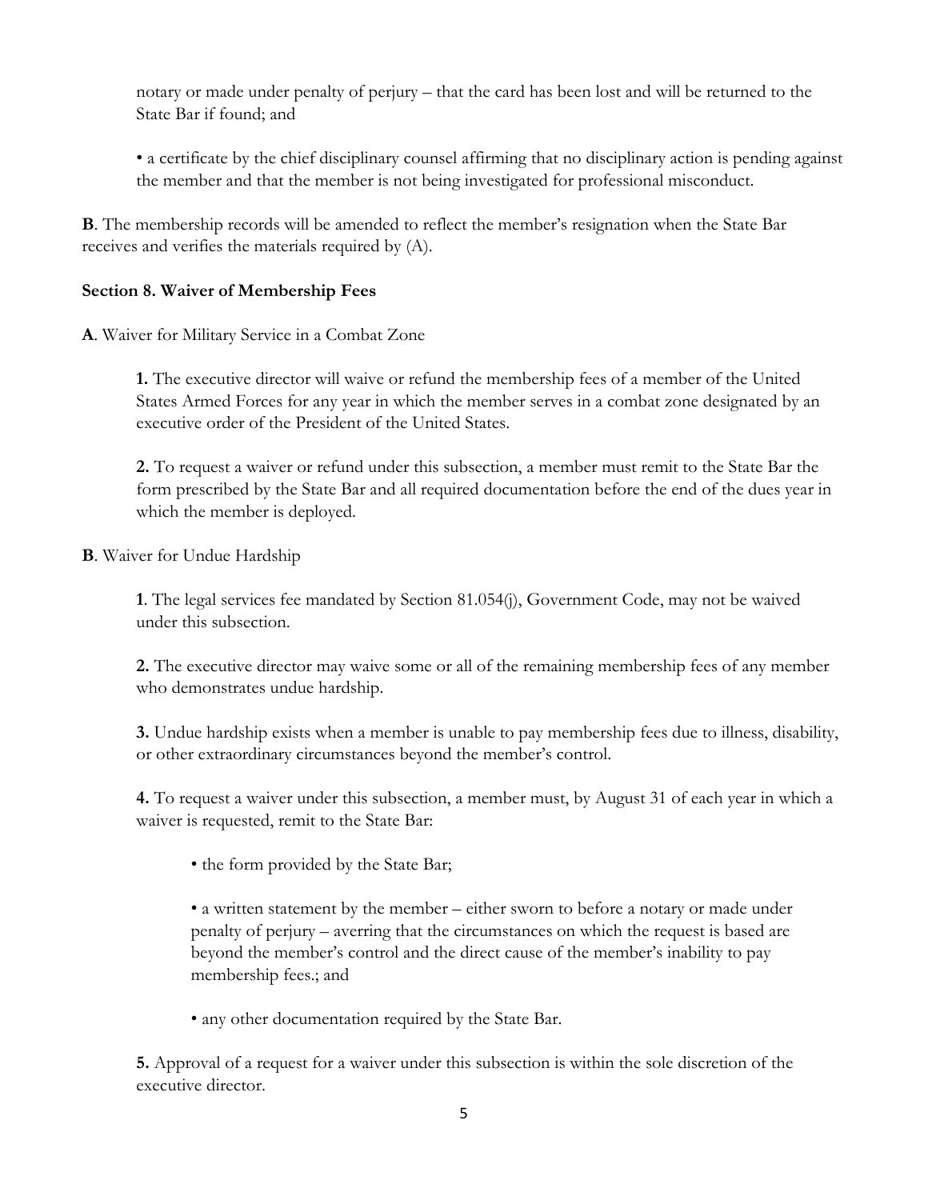notary or made under penalty of perjury – that the card has been lost and will be returned to the State Bar if found; and

• a certificate by the chief disciplinary counsel affirming that no disciplinary action is pending against the member and that the member is not being investigated for professional misconduct.

**B**. The membership records will be amended to reflect the member's resignation when the State Bar receives and verifies the materials required by (A).

**Section 8. Waiver of Membership Fees**

**A**. Waiver for Military Service in a Combat Zone

**1.** The executive director will waive or refund the membership fees of a member of the United States Armed Forces for any year in which the member serves in a combat zone designated by an executive order of the President of the United States.

**2.** To request a waiver or refund under this subsection, a member must remit to the State Bar the form prescribed by the State Bar and all required documentation before the end of the dues year in which the member is deployed.

**B**. Waiver for Undue Hardship

**1**. The legal services fee mandated by Section 81.054(j), Government Code, may not be waived under this subsection.

**2.** The executive director may waive some or all of the remaining membership fees of any member who demonstrates undue hardship.

**3.** Undue hardship exists when a member is unable to pay membership fees due to illness, disability, or other extraordinary circumstances beyond the member's control.

**4.** To request a waiver under this subsection, a member must, by August 31 of each year in which a waiver is requested, remit to the State Bar:

• the form provided by the State Bar;

• a written statement by the member – either sworn to before a notary or made under penalty of perjury – averring that the circumstances on which the request is based are beyond the member's control and the direct cause of the member's inability to pay membership fees.; and

• any other documentation required by the State Bar.

**5.** Approval of a request for a waiver under this subsection is within the sole discretion of the executive director.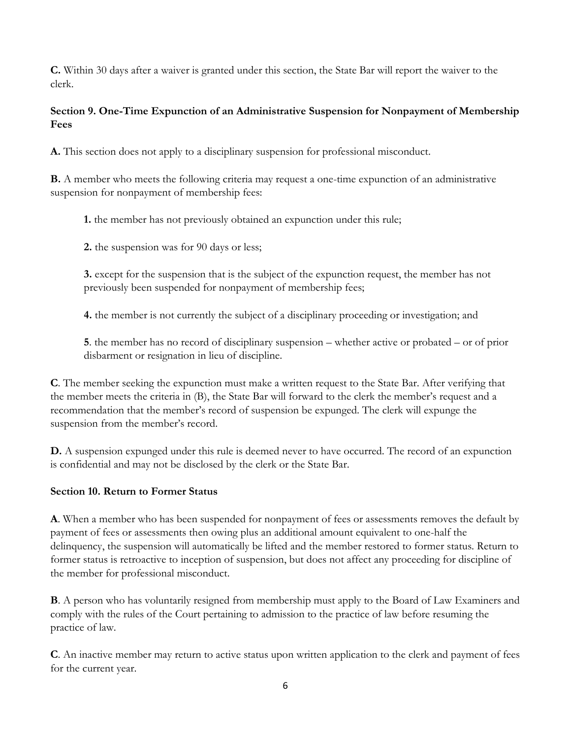**C.** Within 30 days after a waiver is granted under this section, the State Bar will report the waiver to the clerk.

### Section 9. One-Time Expunction of an Administrative Suspension for Nonpayment of Membership Fees

**A.** This section does not apply to a disciplinary suspension for professional misconduct.

**B.** A member who meets the following criteria may request a one-time expunction of an administrative suspension for nonpayment of membership fees:

> **1.** the member has not previously obtained an expunction under this rule;
>
> **2.** the suspension was for 90 days or less;
>
> **3.** except for the suspension that is the subject of the expunction request, the member has not previously been suspended for nonpayment of membership fees;
>
> **4.** the member is not currently the subject of a disciplinary proceeding or investigation; and
>
> **5**. the member has no record of disciplinary suspension – whether active or probated – or of prior disbarment or resignation in lieu of discipline.

**C**. The member seeking the expunction must make a written request to the State Bar. After verifying that the member meets the criteria in (B), the State Bar will forward to the clerk the member's request and a recommendation that the member's record of suspension be expunged. The clerk will expunge the suspension from the member's record.

**D.** A suspension expunged under this rule is deemed never to have occurred. The record of an expunction is confidential and may not be disclosed by the clerk or the State Bar.

### Section 10. Return to Former Status

**A**. When a member who has been suspended for nonpayment of fees or assessments removes the default by payment of fees or assessments then owing plus an additional amount equivalent to one-half the delinquency, the suspension will automatically be lifted and the member restored to former status. Return to former status is retroactive to inception of suspension, but does not affect any proceeding for discipline of the member for professional misconduct.

**B**. A person who has voluntarily resigned from membership must apply to the Board of Law Examiners and comply with the rules of the Court pertaining to admission to the practice of law before resuming the practice of law.

**C**. An inactive member may return to active status upon written application to the clerk and payment of fees for the current year.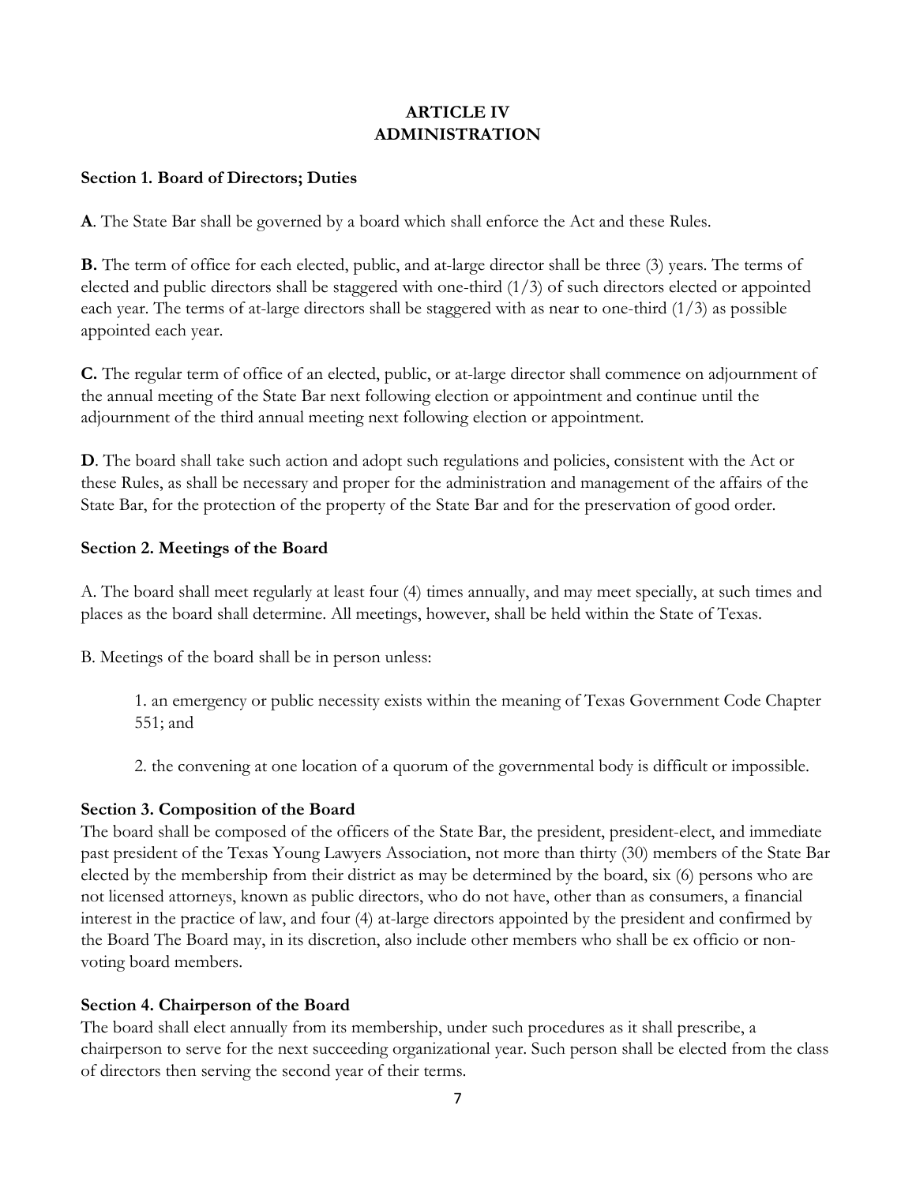# ARTICLE IV
# ADMINISTRATION

**Section 1. Board of Directors; Duties**

**A**. The State Bar shall be governed by a board which shall enforce the Act and these Rules.

**B.** The term of office for each elected, public, and at-large director shall be three (3) years. The terms of elected and public directors shall be staggered with one-third (1/3) of such directors elected or appointed each year. The terms of at-large directors shall be staggered with as near to one-third (1/3) as possible appointed each year.

**C.** The regular term of office of an elected, public, or at-large director shall commence on adjournment of the annual meeting of the State Bar next following election or appointment and continue until the adjournment of the third annual meeting next following election or appointment.

**D**. The board shall take such action and adopt such regulations and policies, consistent with the Act or these Rules, as shall be necessary and proper for the administration and management of the affairs of the State Bar, for the protection of the property of the State Bar and for the preservation of good order.

**Section 2. Meetings of the Board**

A. The board shall meet regularly at least four (4) times annually, and may meet specially, at such times and places as the board shall determine. All meetings, however, shall be held within the State of Texas.

B. Meetings of the board shall be in person unless:

1. an emergency or public necessity exists within the meaning of Texas Government Code Chapter 551; and

2. the convening at one location of a quorum of the governmental body is difficult or impossible.

**Section 3. Composition of the Board**

The board shall be composed of the officers of the State Bar, the president, president-elect, and immediate past president of the Texas Young Lawyers Association, not more than thirty (30) members of the State Bar elected by the membership from their district as may be determined by the board, six (6) persons who are not licensed attorneys, known as public directors, who do not have, other than as consumers, a financial interest in the practice of law, and four (4) at-large directors appointed by the president and confirmed by the Board The Board may, in its discretion, also include other members who shall be ex officio or non-voting board members.

**Section 4. Chairperson of the Board**

The board shall elect annually from its membership, under such procedures as it shall prescribe, a chairperson to serve for the next succeeding organizational year. Such person shall be elected from the class of directors then serving the second year of their terms.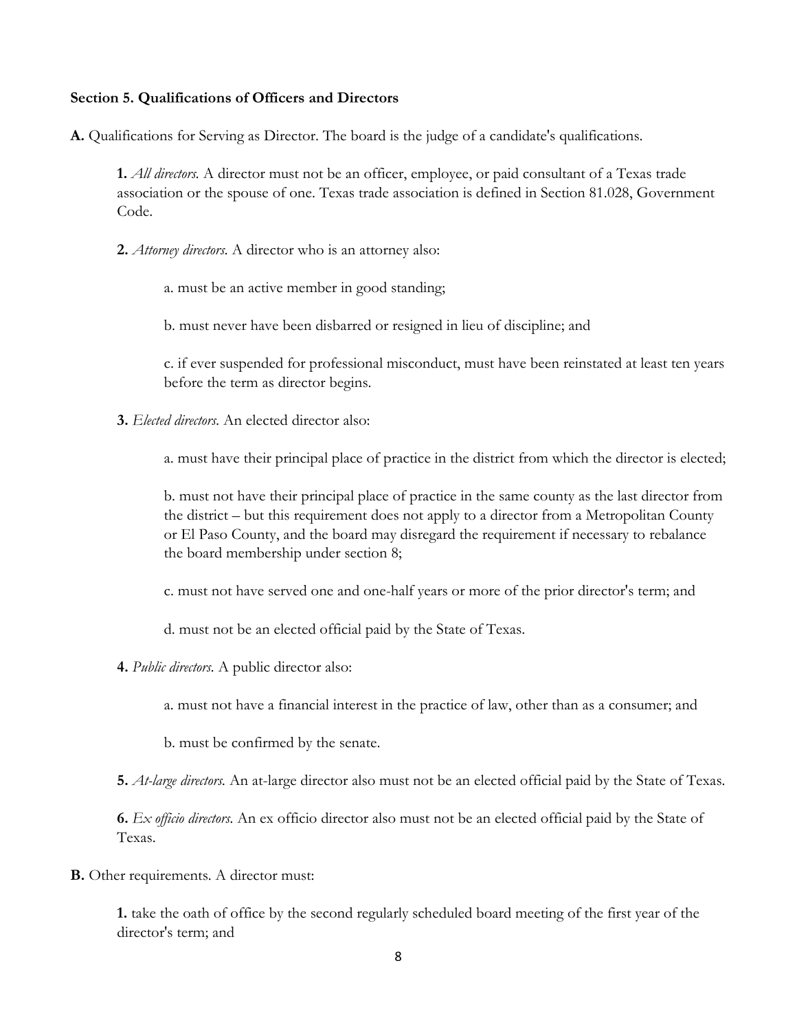**Section 5. Qualifications of Officers and Directors**

**A.** Qualifications for Serving as Director. The board is the judge of a candidate's qualifications.

**1.** *All directors.* A director must not be an officer, employee, or paid consultant of a Texas trade association or the spouse of one. Texas trade association is defined in Section 81.028, Government Code.

**2.** *Attorney directors.* A director who is an attorney also:

a. must be an active member in good standing;

b. must never have been disbarred or resigned in lieu of discipline; and

c. if ever suspended for professional misconduct, must have been reinstated at least ten years before the term as director begins.

**3.** *Elected directors.* An elected director also:

a. must have their principal place of practice in the district from which the director is elected;

b. must not have their principal place of practice in the same county as the last director from the district – but this requirement does not apply to a director from a Metropolitan County or El Paso County, and the board may disregard the requirement if necessary to rebalance the board membership under section 8;

c. must not have served one and one-half years or more of the prior director's term; and

d. must not be an elected official paid by the State of Texas.

**4.** *Public directors.* A public director also:

a. must not have a financial interest in the practice of law, other than as a consumer; and

b. must be confirmed by the senate.

**5.** *At-large directors.* An at-large director also must not be an elected official paid by the State of Texas.

**6.** *Ex officio directors.* An ex officio director also must not be an elected official paid by the State of Texas.

**B.** Other requirements. A director must:

**1.** take the oath of office by the second regularly scheduled board meeting of the first year of the director's term; and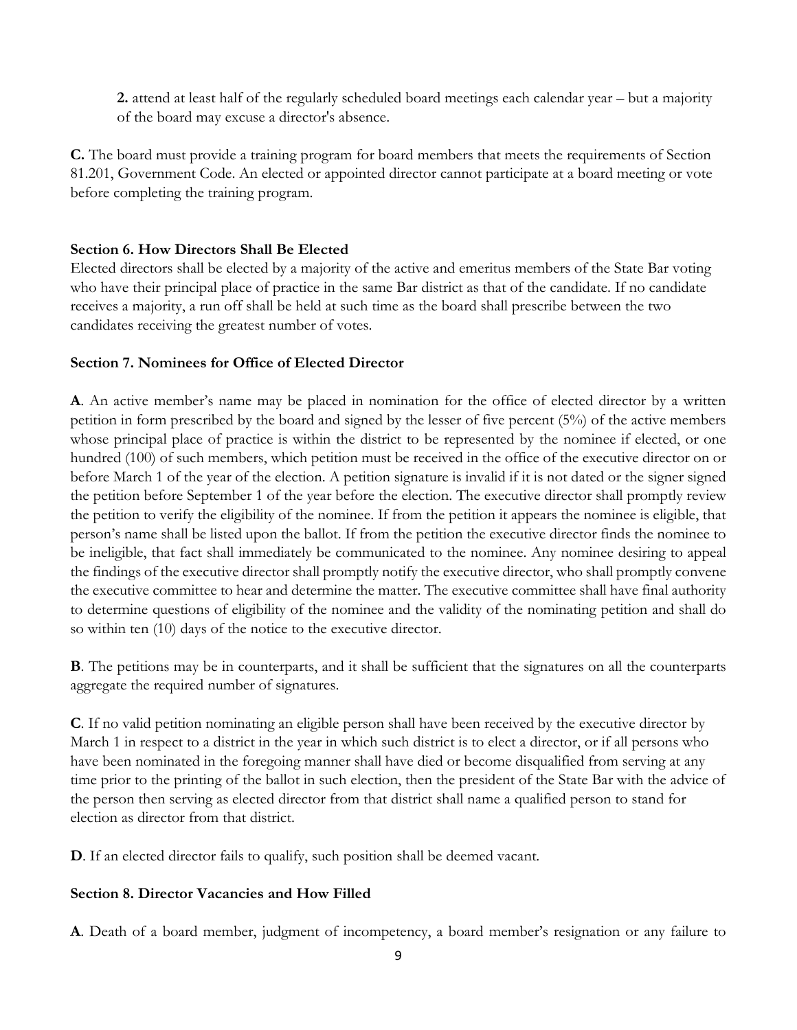**2.** attend at least half of the regularly scheduled board meetings each calendar year – but a majority of the board may excuse a director's absence.

**C.** The board must provide a training program for board members that meets the requirements of Section 81.201, Government Code. An elected or appointed director cannot participate at a board meeting or vote before completing the training program.

**Section 6. How Directors Shall Be Elected**

Elected directors shall be elected by a majority of the active and emeritus members of the State Bar voting who have their principal place of practice in the same Bar district as that of the candidate. If no candidate receives a majority, a run off shall be held at such time as the board shall prescribe between the two candidates receiving the greatest number of votes.

**Section 7. Nominees for Office of Elected Director**

**A**. An active member's name may be placed in nomination for the office of elected director by a written petition in form prescribed by the board and signed by the lesser of five percent (5%) of the active members whose principal place of practice is within the district to be represented by the nominee if elected, or one hundred (100) of such members, which petition must be received in the office of the executive director on or before March 1 of the year of the election. A petition signature is invalid if it is not dated or the signer signed the petition before September 1 of the year before the election. The executive director shall promptly review the petition to verify the eligibility of the nominee. If from the petition it appears the nominee is eligible, that person's name shall be listed upon the ballot. If from the petition the executive director finds the nominee to be ineligible, that fact shall immediately be communicated to the nominee. Any nominee desiring to appeal the findings of the executive director shall promptly notify the executive director, who shall promptly convene the executive committee to hear and determine the matter. The executive committee shall have final authority to determine questions of eligibility of the nominee and the validity of the nominating petition and shall do so within ten (10) days of the notice to the executive director.

**B**. The petitions may be in counterparts, and it shall be sufficient that the signatures on all the counterparts aggregate the required number of signatures.

**C**. If no valid petition nominating an eligible person shall have been received by the executive director by March 1 in respect to a district in the year in which such district is to elect a director, or if all persons who have been nominated in the foregoing manner shall have died or become disqualified from serving at any time prior to the printing of the ballot in such election, then the president of the State Bar with the advice of the person then serving as elected director from that district shall name a qualified person to stand for election as director from that district.

**D**. If an elected director fails to qualify, such position shall be deemed vacant.

**Section 8. Director Vacancies and How Filled**

**A**. Death of a board member, judgment of incompetency, a board member's resignation or any failure to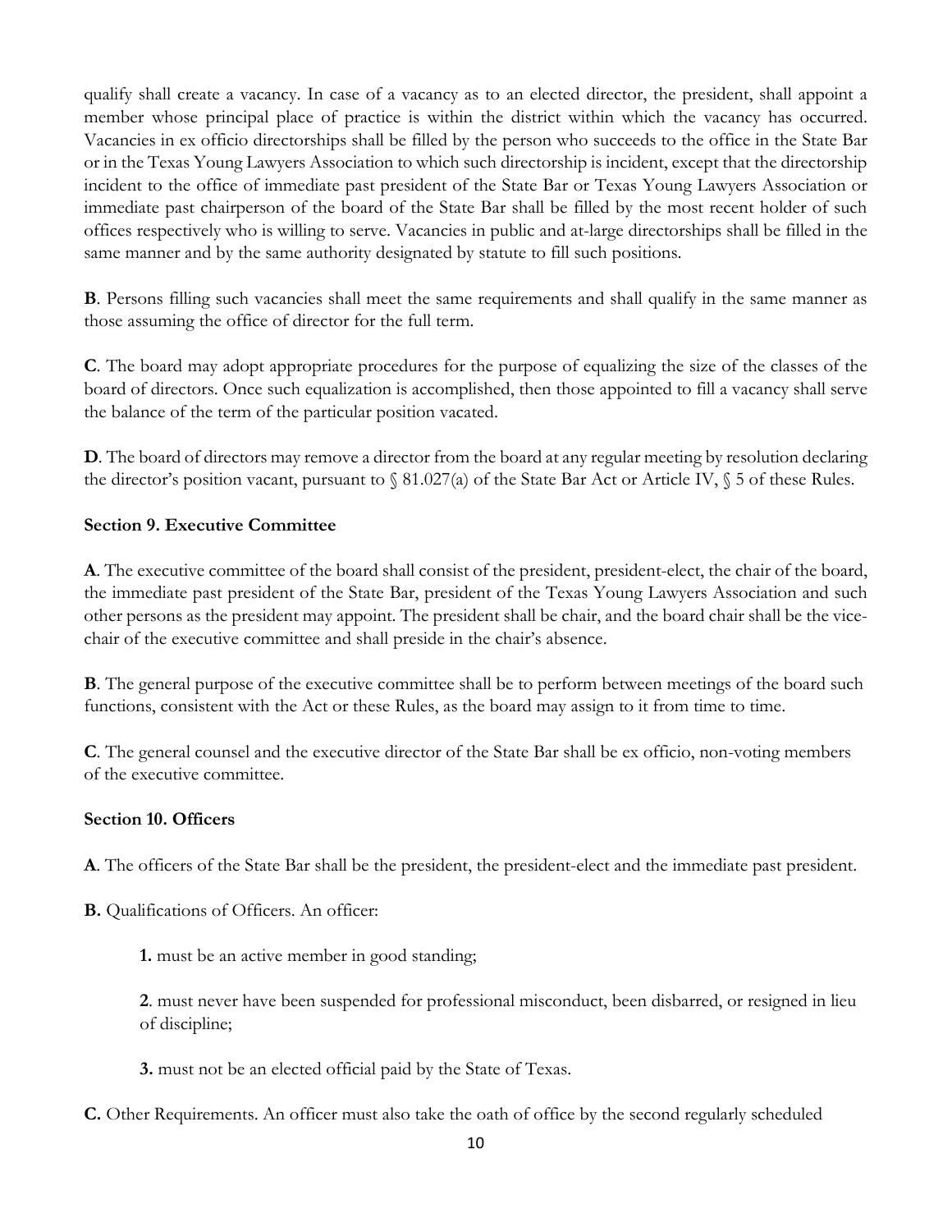qualify shall create a vacancy. In case of a vacancy as to an elected director, the president, shall appoint a member whose principal place of practice is within the district within which the vacancy has occurred. Vacancies in ex officio directorships shall be filled by the person who succeeds to the office in the State Bar or in the Texas Young Lawyers Association to which such directorship is incident, except that the directorship incident to the office of immediate past president of the State Bar or Texas Young Lawyers Association or immediate past chairperson of the board of the State Bar shall be filled by the most recent holder of such offices respectively who is willing to serve. Vacancies in public and at-large directorships shall be filled in the same manner and by the same authority designated by statute to fill such positions.

**B**. Persons filling such vacancies shall meet the same requirements and shall qualify in the same manner as those assuming the office of director for the full term.

**C**. The board may adopt appropriate procedures for the purpose of equalizing the size of the classes of the board of directors. Once such equalization is accomplished, then those appointed to fill a vacancy shall serve the balance of the term of the particular position vacated.

**D**. The board of directors may remove a director from the board at any regular meeting by resolution declaring the director's position vacant, pursuant to § 81.027(a) of the State Bar Act or Article IV, § 5 of these Rules.

**Section 9. Executive Committee**

**A**. The executive committee of the board shall consist of the president, president-elect, the chair of the board, the immediate past president of the State Bar, president of the Texas Young Lawyers Association and such other persons as the president may appoint. The president shall be chair, and the board chair shall be the vice-chair of the executive committee and shall preside in the chair's absence.

**B**. The general purpose of the executive committee shall be to perform between meetings of the board such functions, consistent with the Act or these Rules, as the board may assign to it from time to time.

**C**. The general counsel and the executive director of the State Bar shall be ex officio, non-voting members of the executive committee.

**Section 10. Officers**

**A**. The officers of the State Bar shall be the president, the president-elect and the immediate past president.

**B.** Qualifications of Officers. An officer:

> **1.** must be an active member in good standing;
>
> **2**. must never have been suspended for professional misconduct, been disbarred, or resigned in lieu of discipline;
>
> **3.** must not be an elected official paid by the State of Texas.

**C.** Other Requirements. An officer must also take the oath of office by the second regularly scheduled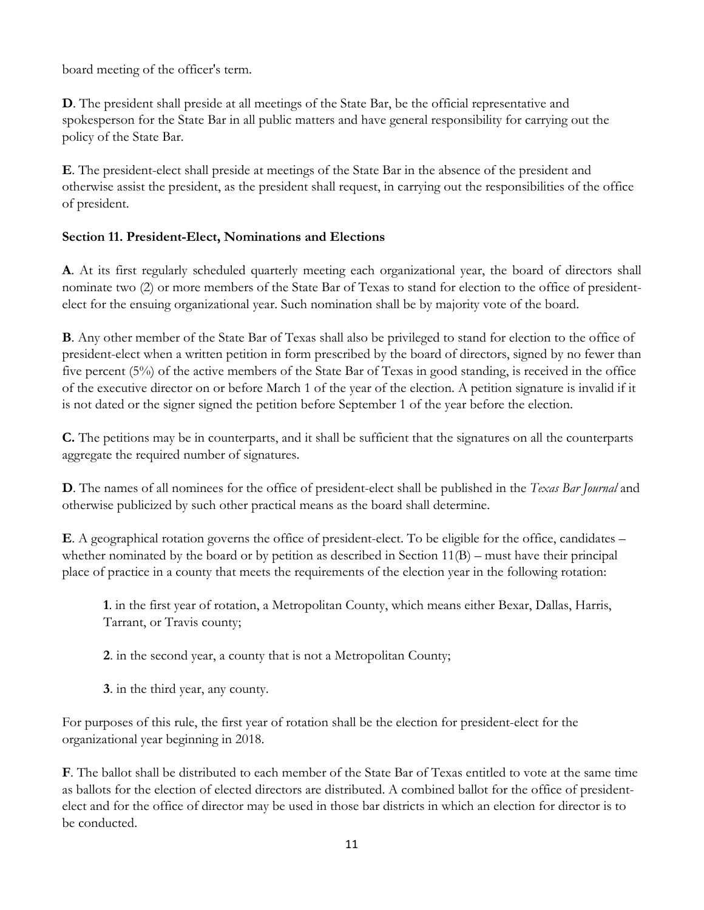board meeting of the officer's term.

**D**. The president shall preside at all meetings of the State Bar, be the official representative and spokesperson for the State Bar in all public matters and have general responsibility for carrying out the policy of the State Bar.

**E**. The president-elect shall preside at meetings of the State Bar in the absence of the president and otherwise assist the president, as the president shall request, in carrying out the responsibilities of the office of president.

**Section 11. President-Elect, Nominations and Elections**

**A**. At its first regularly scheduled quarterly meeting each organizational year, the board of directors shall nominate two (2) or more members of the State Bar of Texas to stand for election to the office of president-elect for the ensuing organizational year. Such nomination shall be by majority vote of the board.

**B**. Any other member of the State Bar of Texas shall also be privileged to stand for election to the office of president-elect when a written petition in form prescribed by the board of directors, signed by no fewer than five percent (5%) of the active members of the State Bar of Texas in good standing, is received in the office of the executive director on or before March 1 of the year of the election. A petition signature is invalid if it is not dated or the signer signed the petition before September 1 of the year before the election.

**C.** The petitions may be in counterparts, and it shall be sufficient that the signatures on all the counterparts aggregate the required number of signatures.

**D**. The names of all nominees for the office of president-elect shall be published in the *Texas Bar Journal* and otherwise publicized by such other practical means as the board shall determine.

**E**. A geographical rotation governs the office of president-elect. To be eligible for the office, candidates – whether nominated by the board or by petition as described in Section 11(B) – must have their principal place of practice in a county that meets the requirements of the election year in the following rotation:

> **1**. in the first year of rotation, a Metropolitan County, which means either Bexar, Dallas, Harris, Tarrant, or Travis county;
>
> **2**. in the second year, a county that is not a Metropolitan County;
>
> **3**. in the third year, any county.

For purposes of this rule, the first year of rotation shall be the election for president-elect for the organizational year beginning in 2018.

**F**. The ballot shall be distributed to each member of the State Bar of Texas entitled to vote at the same time as ballots for the election of elected directors are distributed. A combined ballot for the office of president-elect and for the office of director may be used in those bar districts in which an election for director is to be conducted.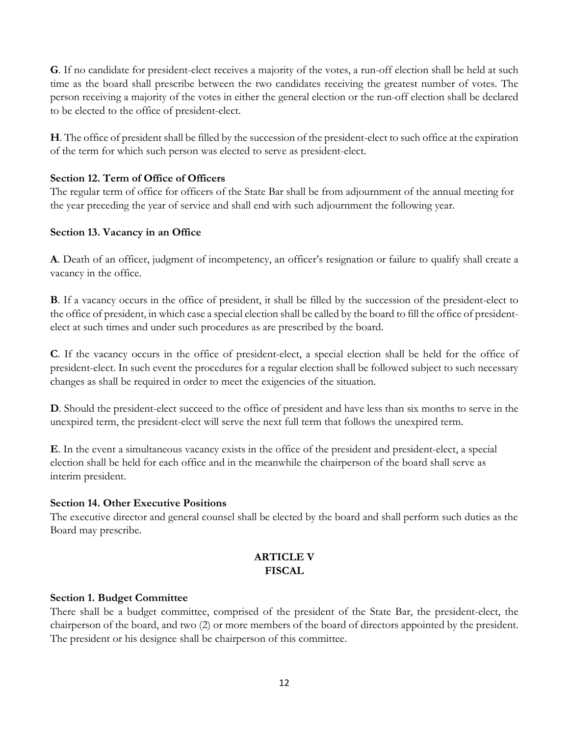**G**. If no candidate for president-elect receives a majority of the votes, a run-off election shall be held at such time as the board shall prescribe between the two candidates receiving the greatest number of votes. The person receiving a majority of the votes in either the general election or the run-off election shall be declared to be elected to the office of president-elect.

**H**. The office of president shall be filled by the succession of the president-elect to such office at the expiration of the term for which such person was elected to serve as president-elect.

**Section 12. Term of Office of Officers**

The regular term of office for officers of the State Bar shall be from adjournment of the annual meeting for the year preceding the year of service and shall end with such adjournment the following year.

**Section 13. Vacancy in an Office**

**A**. Death of an officer, judgment of incompetency, an officer's resignation or failure to qualify shall create a vacancy in the office.

**B**. If a vacancy occurs in the office of president, it shall be filled by the succession of the president-elect to the office of president, in which case a special election shall be called by the board to fill the office of president-elect at such times and under such procedures as are prescribed by the board.

**C**. If the vacancy occurs in the office of president-elect, a special election shall be held for the office of president-elect. In such event the procedures for a regular election shall be followed subject to such necessary changes as shall be required in order to meet the exigencies of the situation.

**D**. Should the president-elect succeed to the office of president and have less than six months to serve in the unexpired term, the president-elect will serve the next full term that follows the unexpired term.

**E**. In the event a simultaneous vacancy exists in the office of the president and president-elect, a special election shall be held for each office and in the meanwhile the chairperson of the board shall serve as interim president.

**Section 14. Other Executive Positions**

The executive director and general counsel shall be elected by the board and shall perform such duties as the Board may prescribe.

## ARTICLE V
## FISCAL

**Section 1. Budget Committee**

There shall be a budget committee, comprised of the president of the State Bar, the president-elect, the chairperson of the board, and two (2) or more members of the board of directors appointed by the president. The president or his designee shall be chairperson of this committee.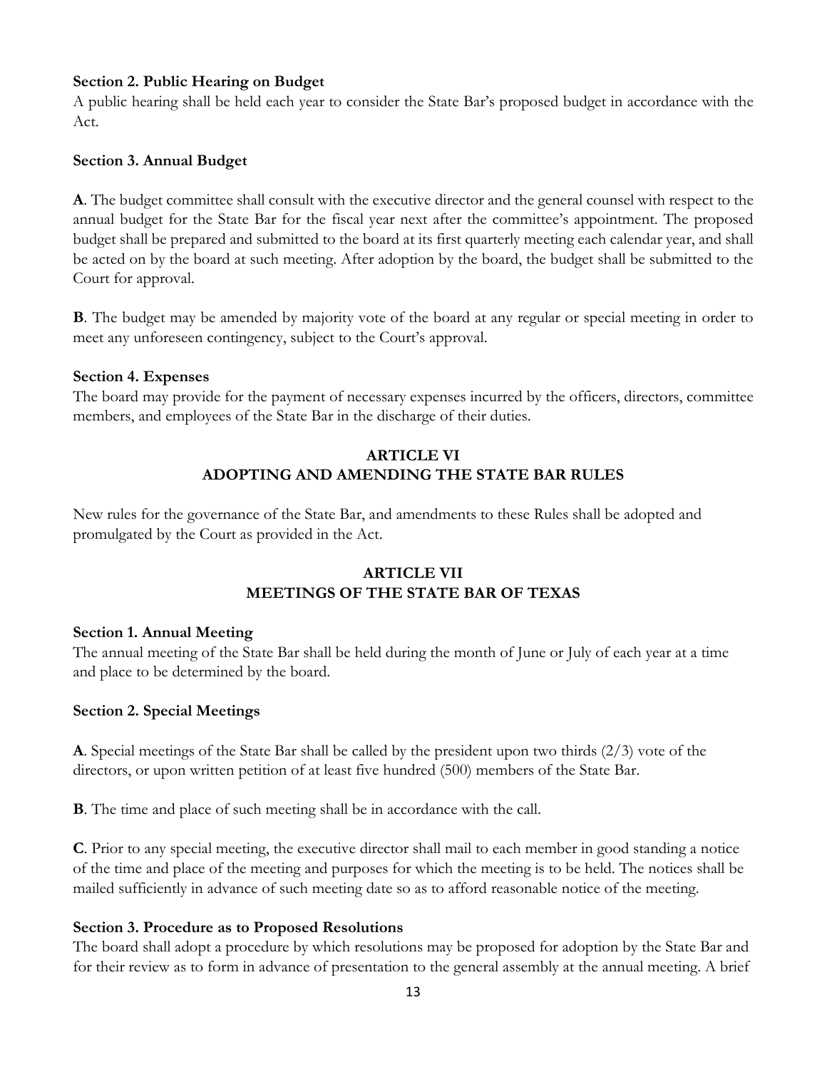**Section 2. Public Hearing on Budget**
A public hearing shall be held each year to consider the State Bar's proposed budget in accordance with the Act.

**Section 3. Annual Budget**

**A**. The budget committee shall consult with the executive director and the general counsel with respect to the annual budget for the State Bar for the fiscal year next after the committee's appointment. The proposed budget shall be prepared and submitted to the board at its first quarterly meeting each calendar year, and shall be acted on by the board at such meeting. After adoption by the board, the budget shall be submitted to the Court for approval.

**B**. The budget may be amended by majority vote of the board at any regular or special meeting in order to meet any unforeseen contingency, subject to the Court's approval.

**Section 4. Expenses**
The board may provide for the payment of necessary expenses incurred by the officers, directors, committee members, and employees of the State Bar in the discharge of their duties.

## ARTICLE VI
## ADOPTING AND AMENDING THE STATE BAR RULES

New rules for the governance of the State Bar, and amendments to these Rules shall be adopted and promulgated by the Court as provided in the Act.

## ARTICLE VII
## MEETINGS OF THE STATE BAR OF TEXAS

**Section 1. Annual Meeting**
The annual meeting of the State Bar shall be held during the month of June or July of each year at a time and place to be determined by the board.

**Section 2. Special Meetings**

**A**. Special meetings of the State Bar shall be called by the president upon two thirds (2/3) vote of the directors, or upon written petition of at least five hundred (500) members of the State Bar.

**B**. The time and place of such meeting shall be in accordance with the call.

**C**. Prior to any special meeting, the executive director shall mail to each member in good standing a notice of the time and place of the meeting and purposes for which the meeting is to be held. The notices shall be mailed sufficiently in advance of such meeting date so as to afford reasonable notice of the meeting.

**Section 3. Procedure as to Proposed Resolutions**
The board shall adopt a procedure by which resolutions may be proposed for adoption by the State Bar and for their review as to form in advance of presentation to the general assembly at the annual meeting. A brief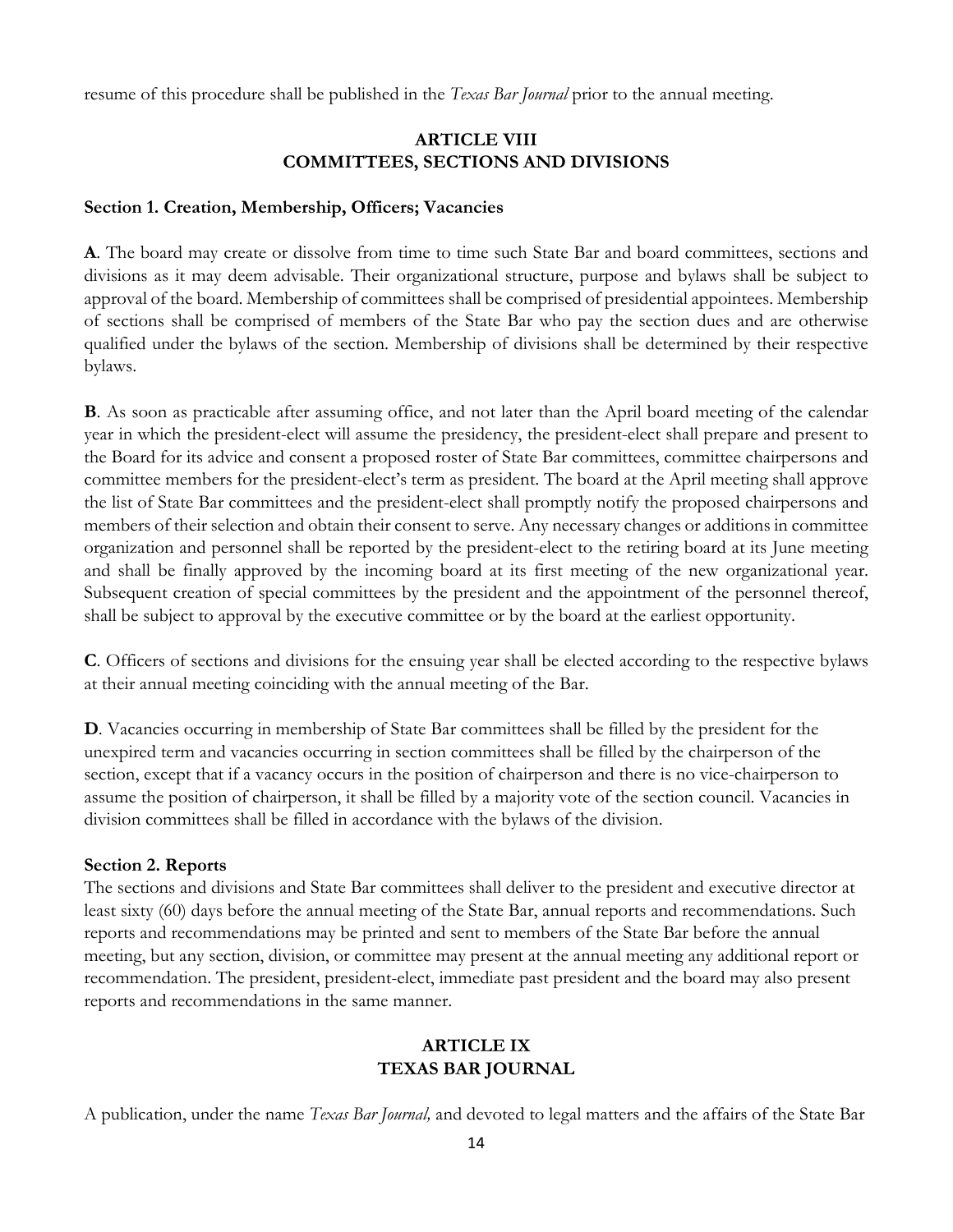resume of this procedure shall be published in the *Texas Bar Journal* prior to the annual meeting.

## ARTICLE VIII
## COMMITTEES, SECTIONS AND DIVISIONS

### Section 1. Creation, Membership, Officers; Vacancies

**A**. The board may create or dissolve from time to time such State Bar and board committees, sections and divisions as it may deem advisable. Their organizational structure, purpose and bylaws shall be subject to approval of the board. Membership of committees shall be comprised of presidential appointees. Membership of sections shall be comprised of members of the State Bar who pay the section dues and are otherwise qualified under the bylaws of the section. Membership of divisions shall be determined by their respective bylaws.

**B**. As soon as practicable after assuming office, and not later than the April board meeting of the calendar year in which the president-elect will assume the presidency, the president-elect shall prepare and present to the Board for its advice and consent a proposed roster of State Bar committees, committee chairpersons and committee members for the president-elect's term as president. The board at the April meeting shall approve the list of State Bar committees and the president-elect shall promptly notify the proposed chairpersons and members of their selection and obtain their consent to serve. Any necessary changes or additions in committee organization and personnel shall be reported by the president-elect to the retiring board at its June meeting and shall be finally approved by the incoming board at its first meeting of the new organizational year. Subsequent creation of special committees by the president and the appointment of the personnel thereof, shall be subject to approval by the executive committee or by the board at the earliest opportunity.

**C**. Officers of sections and divisions for the ensuing year shall be elected according to the respective bylaws at their annual meeting coinciding with the annual meeting of the Bar.

**D**. Vacancies occurring in membership of State Bar committees shall be filled by the president for the unexpired term and vacancies occurring in section committees shall be filled by the chairperson of the section, except that if a vacancy occurs in the position of chairperson and there is no vice-chairperson to assume the position of chairperson, it shall be filled by a majority vote of the section council. Vacancies in division committees shall be filled in accordance with the bylaws of the division.

### Section 2. Reports

The sections and divisions and State Bar committees shall deliver to the president and executive director at least sixty (60) days before the annual meeting of the State Bar, annual reports and recommendations. Such reports and recommendations may be printed and sent to members of the State Bar before the annual meeting, but any section, division, or committee may present at the annual meeting any additional report or recommendation. The president, president-elect, immediate past president and the board may also present reports and recommendations in the same manner.

## ARTICLE IX
## TEXAS BAR JOURNAL

A publication, under the name *Texas Bar Journal,* and devoted to legal matters and the affairs of the State Bar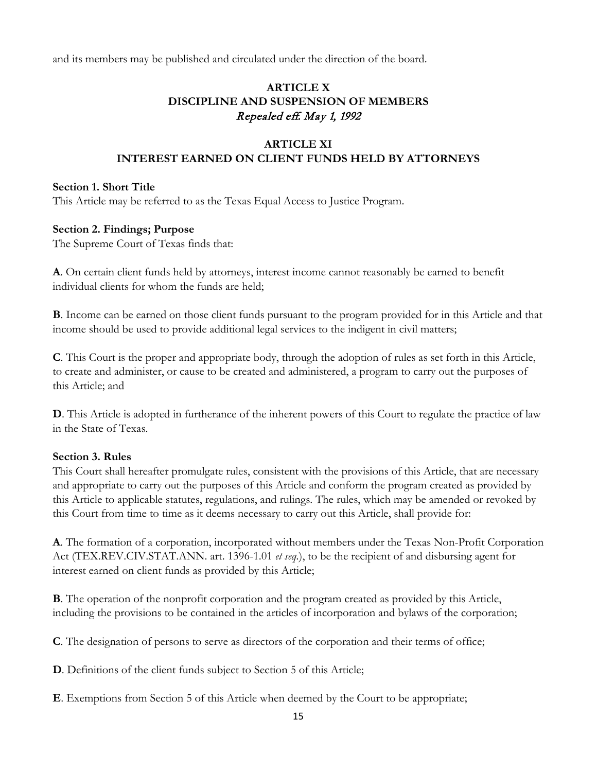and its members may be published and circulated under the direction of the board.

## ARTICLE X
## DISCIPLINE AND SUSPENSION OF MEMBERS
*Repealed eff. May 1, 1992*

## ARTICLE XI
## INTEREST EARNED ON CLIENT FUNDS HELD BY ATTORNEYS

**Section 1. Short Title**
This Article may be referred to as the Texas Equal Access to Justice Program.

**Section 2. Findings; Purpose**
The Supreme Court of Texas finds that:

**A**. On certain client funds held by attorneys, interest income cannot reasonably be earned to benefit individual clients for whom the funds are held;

**B**. Income can be earned on those client funds pursuant to the program provided for in this Article and that income should be used to provide additional legal services to the indigent in civil matters;

**C**. This Court is the proper and appropriate body, through the adoption of rules as set forth in this Article, to create and administer, or cause to be created and administered, a program to carry out the purposes of this Article; and

**D**. This Article is adopted in furtherance of the inherent powers of this Court to regulate the practice of law in the State of Texas.

**Section 3. Rules**
This Court shall hereafter promulgate rules, consistent with the provisions of this Article, that are necessary and appropriate to carry out the purposes of this Article and conform the program created as provided by this Article to applicable statutes, regulations, and rulings. The rules, which may be amended or revoked by this Court from time to time as it deems necessary to carry out this Article, shall provide for:

**A**. The formation of a corporation, incorporated without members under the Texas Non-Profit Corporation Act (TEX.REV.CIV.STAT.ANN. art. 1396-1.01 *et seq*.), to be the recipient of and disbursing agent for interest earned on client funds as provided by this Article;

**B**. The operation of the nonprofit corporation and the program created as provided by this Article, including the provisions to be contained in the articles of incorporation and bylaws of the corporation;

**C**. The designation of persons to serve as directors of the corporation and their terms of office;

**D**. Definitions of the client funds subject to Section 5 of this Article;

**E**. Exemptions from Section 5 of this Article when deemed by the Court to be appropriate;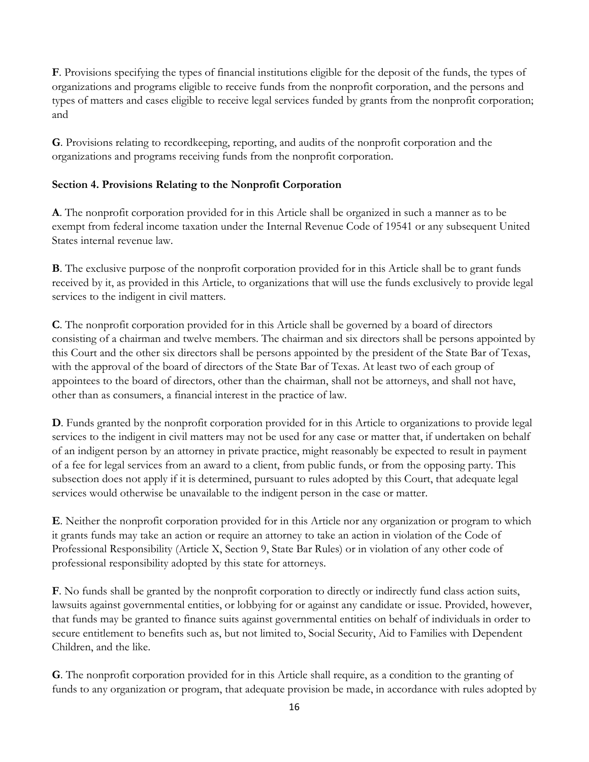**F**. Provisions specifying the types of financial institutions eligible for the deposit of the funds, the types of organizations and programs eligible to receive funds from the nonprofit corporation, and the persons and types of matters and cases eligible to receive legal services funded by grants from the nonprofit corporation; and

**G**. Provisions relating to recordkeeping, reporting, and audits of the nonprofit corporation and the organizations and programs receiving funds from the nonprofit corporation.

**Section 4. Provisions Relating to the Nonprofit Corporation**

**A**. The nonprofit corporation provided for in this Article shall be organized in such a manner as to be exempt from federal income taxation under the Internal Revenue Code of 19541 or any subsequent United States internal revenue law.

**B**. The exclusive purpose of the nonprofit corporation provided for in this Article shall be to grant funds received by it, as provided in this Article, to organizations that will use the funds exclusively to provide legal services to the indigent in civil matters.

**C**. The nonprofit corporation provided for in this Article shall be governed by a board of directors consisting of a chairman and twelve members. The chairman and six directors shall be persons appointed by this Court and the other six directors shall be persons appointed by the president of the State Bar of Texas, with the approval of the board of directors of the State Bar of Texas. At least two of each group of appointees to the board of directors, other than the chairman, shall not be attorneys, and shall not have, other than as consumers, a financial interest in the practice of law.

**D**. Funds granted by the nonprofit corporation provided for in this Article to organizations to provide legal services to the indigent in civil matters may not be used for any case or matter that, if undertaken on behalf of an indigent person by an attorney in private practice, might reasonably be expected to result in payment of a fee for legal services from an award to a client, from public funds, or from the opposing party. This subsection does not apply if it is determined, pursuant to rules adopted by this Court, that adequate legal services would otherwise be unavailable to the indigent person in the case or matter.

**E**. Neither the nonprofit corporation provided for in this Article nor any organization or program to which it grants funds may take an action or require an attorney to take an action in violation of the Code of Professional Responsibility (Article X, Section 9, State Bar Rules) or in violation of any other code of professional responsibility adopted by this state for attorneys.

**F**. No funds shall be granted by the nonprofit corporation to directly or indirectly fund class action suits, lawsuits against governmental entities, or lobbying for or against any candidate or issue. Provided, however, that funds may be granted to finance suits against governmental entities on behalf of individuals in order to secure entitlement to benefits such as, but not limited to, Social Security, Aid to Families with Dependent Children, and the like.

**G**. The nonprofit corporation provided for in this Article shall require, as a condition to the granting of funds to any organization or program, that adequate provision be made, in accordance with rules adopted by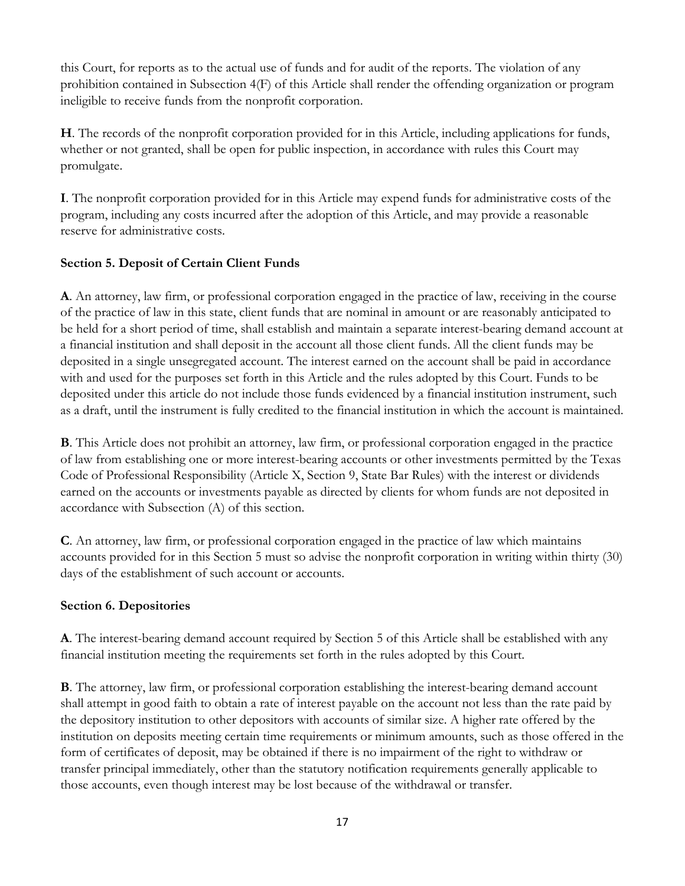this Court, for reports as to the actual use of funds and for audit of the reports. The violation of any prohibition contained in Subsection 4(F) of this Article shall render the offending organization or program ineligible to receive funds from the nonprofit corporation.

**H**. The records of the nonprofit corporation provided for in this Article, including applications for funds, whether or not granted, shall be open for public inspection, in accordance with rules this Court may promulgate.

**I**. The nonprofit corporation provided for in this Article may expend funds for administrative costs of the program, including any costs incurred after the adoption of this Article, and may provide a reasonable reserve for administrative costs.

**Section 5. Deposit of Certain Client Funds**

**A**. An attorney, law firm, or professional corporation engaged in the practice of law, receiving in the course of the practice of law in this state, client funds that are nominal in amount or are reasonably anticipated to be held for a short period of time, shall establish and maintain a separate interest-bearing demand account at a financial institution and shall deposit in the account all those client funds. All the client funds may be deposited in a single unsegregated account. The interest earned on the account shall be paid in accordance with and used for the purposes set forth in this Article and the rules adopted by this Court. Funds to be deposited under this article do not include those funds evidenced by a financial institution instrument, such as a draft, until the instrument is fully credited to the financial institution in which the account is maintained.

**B**. This Article does not prohibit an attorney, law firm, or professional corporation engaged in the practice of law from establishing one or more interest-bearing accounts or other investments permitted by the Texas Code of Professional Responsibility (Article X, Section 9, State Bar Rules) with the interest or dividends earned on the accounts or investments payable as directed by clients for whom funds are not deposited in accordance with Subsection (A) of this section.

**C**. An attorney, law firm, or professional corporation engaged in the practice of law which maintains accounts provided for in this Section 5 must so advise the nonprofit corporation in writing within thirty (30) days of the establishment of such account or accounts.

**Section 6. Depositories**

**A**. The interest-bearing demand account required by Section 5 of this Article shall be established with any financial institution meeting the requirements set forth in the rules adopted by this Court.

**B**. The attorney, law firm, or professional corporation establishing the interest-bearing demand account shall attempt in good faith to obtain a rate of interest payable on the account not less than the rate paid by the depository institution to other depositors with accounts of similar size. A higher rate offered by the institution on deposits meeting certain time requirements or minimum amounts, such as those offered in the form of certificates of deposit, may be obtained if there is no impairment of the right to withdraw or transfer principal immediately, other than the statutory notification requirements generally applicable to those accounts, even though interest may be lost because of the withdrawal or transfer.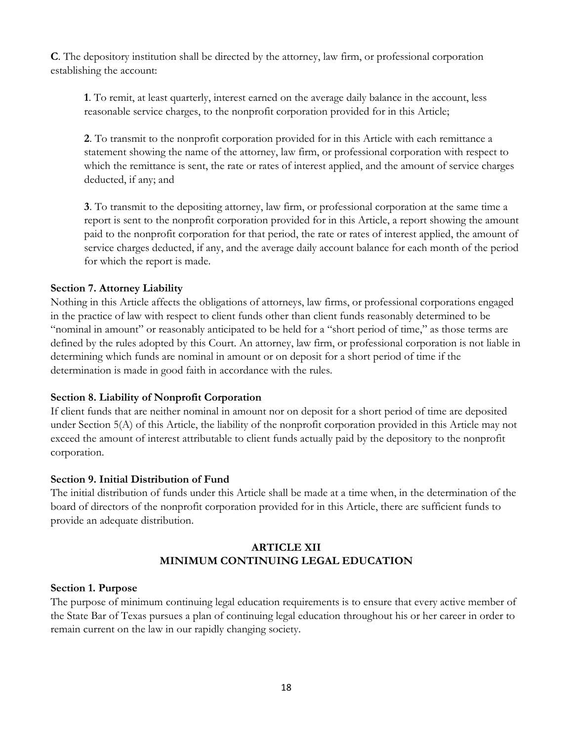**C**. The depository institution shall be directed by the attorney, law firm, or professional corporation establishing the account:

**1**. To remit, at least quarterly, interest earned on the average daily balance in the account, less reasonable service charges, to the nonprofit corporation provided for in this Article;

**2**. To transmit to the nonprofit corporation provided for in this Article with each remittance a statement showing the name of the attorney, law firm, or professional corporation with respect to which the remittance is sent, the rate or rates of interest applied, and the amount of service charges deducted, if any; and

**3**. To transmit to the depositing attorney, law firm, or professional corporation at the same time a report is sent to the nonprofit corporation provided for in this Article, a report showing the amount paid to the nonprofit corporation for that period, the rate or rates of interest applied, the amount of service charges deducted, if any, and the average daily account balance for each month of the period for which the report is made.

**Section 7. Attorney Liability**

Nothing in this Article affects the obligations of attorneys, law firms, or professional corporations engaged in the practice of law with respect to client funds other than client funds reasonably determined to be "nominal in amount" or reasonably anticipated to be held for a "short period of time," as those terms are defined by the rules adopted by this Court. An attorney, law firm, or professional corporation is not liable in determining which funds are nominal in amount or on deposit for a short period of time if the determination is made in good faith in accordance with the rules.

**Section 8. Liability of Nonprofit Corporation**

If client funds that are neither nominal in amount nor on deposit for a short period of time are deposited under Section 5(A) of this Article, the liability of the nonprofit corporation provided in this Article may not exceed the amount of interest attributable to client funds actually paid by the depository to the nonprofit corporation.

**Section 9. Initial Distribution of Fund**

The initial distribution of funds under this Article shall be made at a time when, in the determination of the board of directors of the nonprofit corporation provided for in this Article, there are sufficient funds to provide an adequate distribution.

## ARTICLE XII
## MINIMUM CONTINUING LEGAL EDUCATION

**Section 1. Purpose**

The purpose of minimum continuing legal education requirements is to ensure that every active member of the State Bar of Texas pursues a plan of continuing legal education throughout his or her career in order to remain current on the law in our rapidly changing society.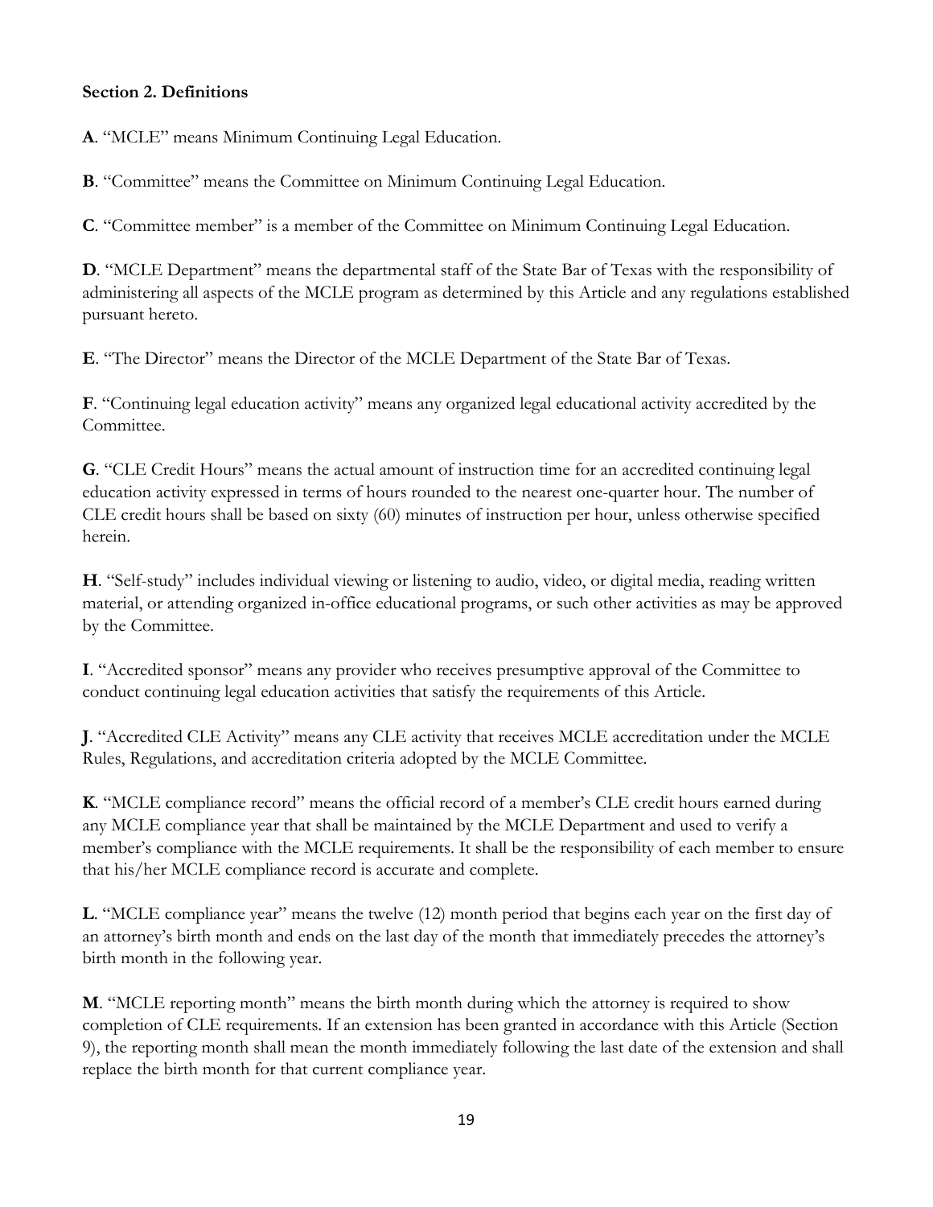**Section 2. Definitions**

**A**. "MCLE" means Minimum Continuing Legal Education.

**B**. "Committee" means the Committee on Minimum Continuing Legal Education.

**C**. "Committee member" is a member of the Committee on Minimum Continuing Legal Education.

**D**. "MCLE Department" means the departmental staff of the State Bar of Texas with the responsibility of administering all aspects of the MCLE program as determined by this Article and any regulations established pursuant hereto.

**E**. "The Director" means the Director of the MCLE Department of the State Bar of Texas.

**F**. "Continuing legal education activity" means any organized legal educational activity accredited by the Committee.

**G**. "CLE Credit Hours" means the actual amount of instruction time for an accredited continuing legal education activity expressed in terms of hours rounded to the nearest one-quarter hour. The number of CLE credit hours shall be based on sixty (60) minutes of instruction per hour, unless otherwise specified herein.

**H**. "Self-study" includes individual viewing or listening to audio, video, or digital media, reading written material, or attending organized in-office educational programs, or such other activities as may be approved by the Committee.

**I**. "Accredited sponsor" means any provider who receives presumptive approval of the Committee to conduct continuing legal education activities that satisfy the requirements of this Article.

**J**. "Accredited CLE Activity" means any CLE activity that receives MCLE accreditation under the MCLE Rules, Regulations, and accreditation criteria adopted by the MCLE Committee.

**K**. "MCLE compliance record" means the official record of a member's CLE credit hours earned during any MCLE compliance year that shall be maintained by the MCLE Department and used to verify a member's compliance with the MCLE requirements. It shall be the responsibility of each member to ensure that his/her MCLE compliance record is accurate and complete.

**L**. "MCLE compliance year" means the twelve (12) month period that begins each year on the first day of an attorney's birth month and ends on the last day of the month that immediately precedes the attorney's birth month in the following year.

**M**. "MCLE reporting month" means the birth month during which the attorney is required to show completion of CLE requirements. If an extension has been granted in accordance with this Article (Section 9), the reporting month shall mean the month immediately following the last date of the extension and shall replace the birth month for that current compliance year.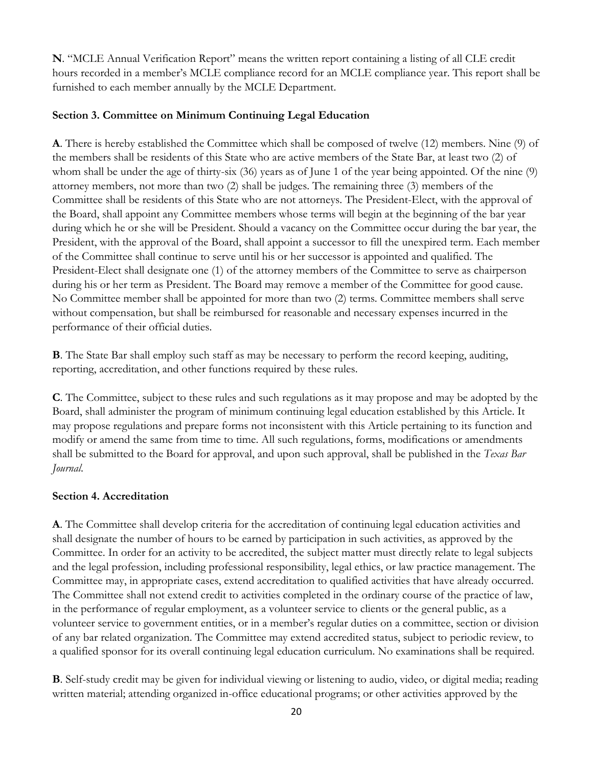**N**. "MCLE Annual Verification Report" means the written report containing a listing of all CLE credit hours recorded in a member's MCLE compliance record for an MCLE compliance year. This report shall be furnished to each member annually by the MCLE Department.

**Section 3. Committee on Minimum Continuing Legal Education**

**A**. There is hereby established the Committee which shall be composed of twelve (12) members. Nine (9) of the members shall be residents of this State who are active members of the State Bar, at least two (2) of whom shall be under the age of thirty-six (36) years as of June 1 of the year being appointed. Of the nine (9) attorney members, not more than two (2) shall be judges. The remaining three (3) members of the Committee shall be residents of this State who are not attorneys. The President-Elect, with the approval of the Board, shall appoint any Committee members whose terms will begin at the beginning of the bar year during which he or she will be President. Should a vacancy on the Committee occur during the bar year, the President, with the approval of the Board, shall appoint a successor to fill the unexpired term. Each member of the Committee shall continue to serve until his or her successor is appointed and qualified. The President-Elect shall designate one (1) of the attorney members of the Committee to serve as chairperson during his or her term as President. The Board may remove a member of the Committee for good cause. No Committee member shall be appointed for more than two (2) terms. Committee members shall serve without compensation, but shall be reimbursed for reasonable and necessary expenses incurred in the performance of their official duties.

**B**. The State Bar shall employ such staff as may be necessary to perform the record keeping, auditing, reporting, accreditation, and other functions required by these rules.

**C**. The Committee, subject to these rules and such regulations as it may propose and may be adopted by the Board, shall administer the program of minimum continuing legal education established by this Article. It may propose regulations and prepare forms not inconsistent with this Article pertaining to its function and modify or amend the same from time to time. All such regulations, forms, modifications or amendments shall be submitted to the Board for approval, and upon such approval, shall be published in the *Texas Bar Journal*.

**Section 4. Accreditation**

**A**. The Committee shall develop criteria for the accreditation of continuing legal education activities and shall designate the number of hours to be earned by participation in such activities, as approved by the Committee. In order for an activity to be accredited, the subject matter must directly relate to legal subjects and the legal profession, including professional responsibility, legal ethics, or law practice management. The Committee may, in appropriate cases, extend accreditation to qualified activities that have already occurred. The Committee shall not extend credit to activities completed in the ordinary course of the practice of law, in the performance of regular employment, as a volunteer service to clients or the general public, as a volunteer service to government entities, or in a member's regular duties on a committee, section or division of any bar related organization. The Committee may extend accredited status, subject to periodic review, to a qualified sponsor for its overall continuing legal education curriculum. No examinations shall be required.

**B**. Self-study credit may be given for individual viewing or listening to audio, video, or digital media; reading written material; attending organized in-office educational programs; or other activities approved by the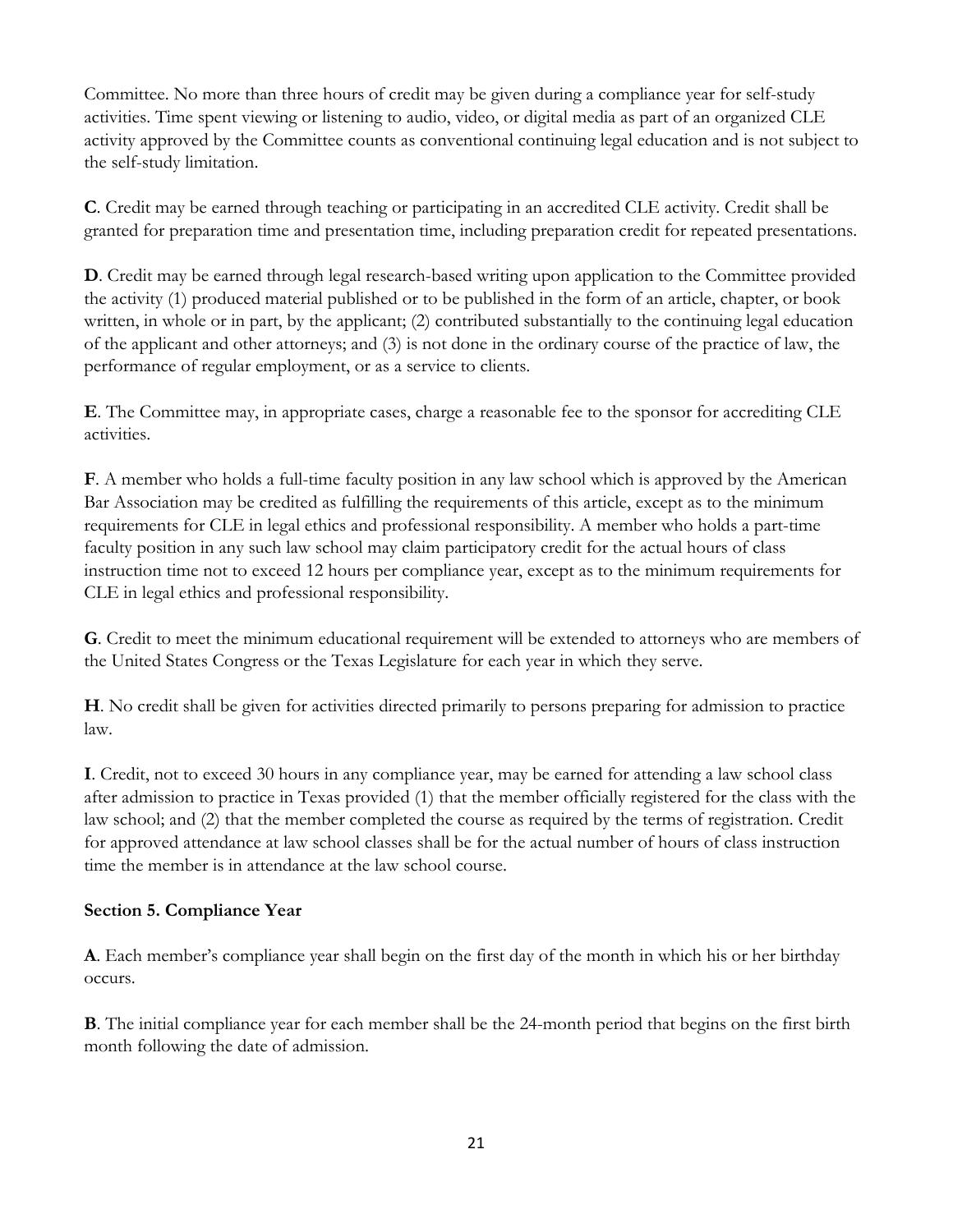Committee. No more than three hours of credit may be given during a compliance year for self-study activities. Time spent viewing or listening to audio, video, or digital media as part of an organized CLE activity approved by the Committee counts as conventional continuing legal education and is not subject to the self-study limitation.

**C**. Credit may be earned through teaching or participating in an accredited CLE activity. Credit shall be granted for preparation time and presentation time, including preparation credit for repeated presentations.

**D**. Credit may be earned through legal research-based writing upon application to the Committee provided the activity (1) produced material published or to be published in the form of an article, chapter, or book written, in whole or in part, by the applicant; (2) contributed substantially to the continuing legal education of the applicant and other attorneys; and (3) is not done in the ordinary course of the practice of law, the performance of regular employment, or as a service to clients.

**E**. The Committee may, in appropriate cases, charge a reasonable fee to the sponsor for accrediting CLE activities.

**F**. A member who holds a full-time faculty position in any law school which is approved by the American Bar Association may be credited as fulfilling the requirements of this article, except as to the minimum requirements for CLE in legal ethics and professional responsibility. A member who holds a part-time faculty position in any such law school may claim participatory credit for the actual hours of class instruction time not to exceed 12 hours per compliance year, except as to the minimum requirements for CLE in legal ethics and professional responsibility.

**G**. Credit to meet the minimum educational requirement will be extended to attorneys who are members of the United States Congress or the Texas Legislature for each year in which they serve.

**H**. No credit shall be given for activities directed primarily to persons preparing for admission to practice law.

**I**. Credit, not to exceed 30 hours in any compliance year, may be earned for attending a law school class after admission to practice in Texas provided (1) that the member officially registered for the class with the law school; and (2) that the member completed the course as required by the terms of registration. Credit for approved attendance at law school classes shall be for the actual number of hours of class instruction time the member is in attendance at the law school course.

**Section 5. Compliance Year**

**A**. Each member's compliance year shall begin on the first day of the month in which his or her birthday occurs.

**B**. The initial compliance year for each member shall be the 24-month period that begins on the first birth month following the date of admission.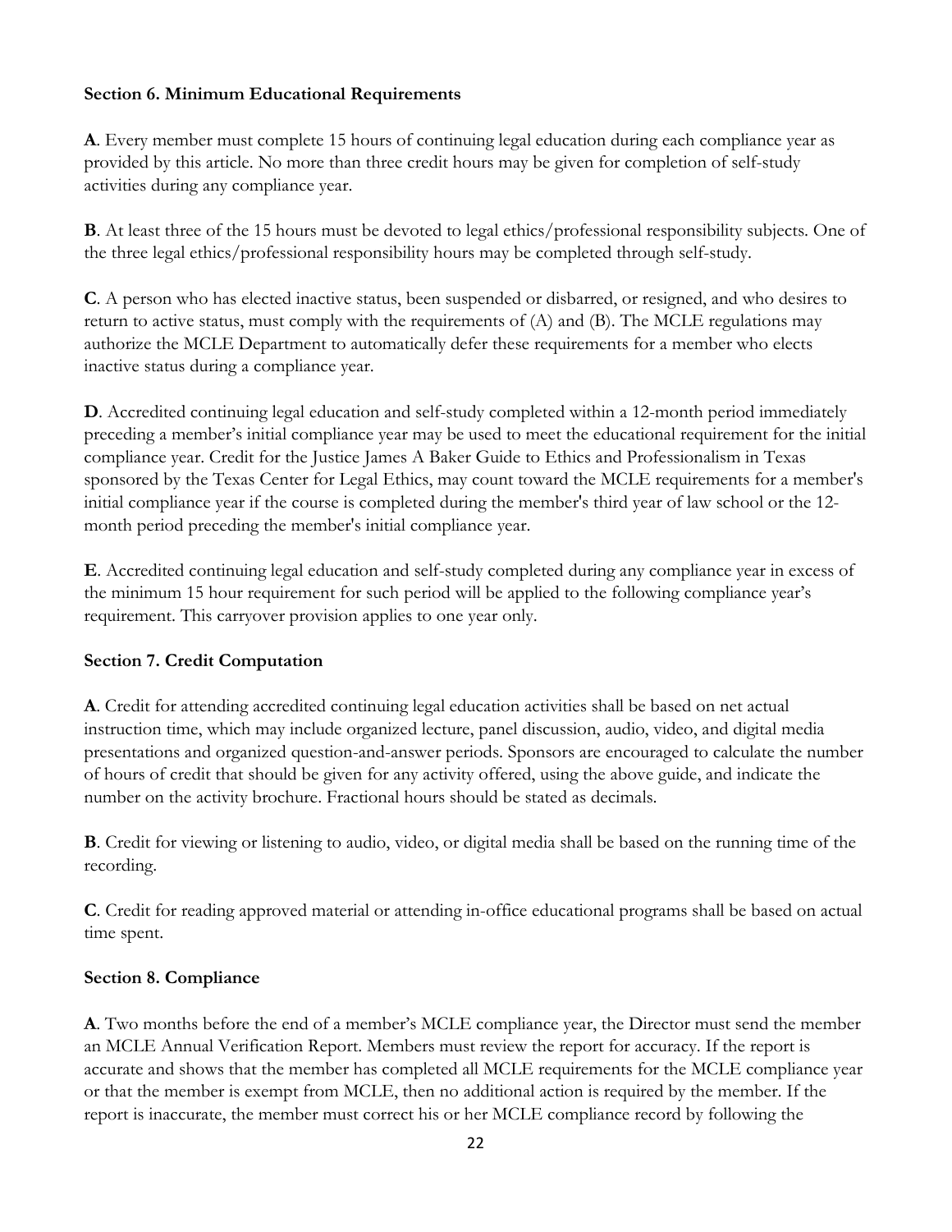### Section 6. Minimum Educational Requirements

**A**. Every member must complete 15 hours of continuing legal education during each compliance year as provided by this article. No more than three credit hours may be given for completion of self-study activities during any compliance year.

**B**. At least three of the 15 hours must be devoted to legal ethics/professional responsibility subjects. One of the three legal ethics/professional responsibility hours may be completed through self-study.

**C**. A person who has elected inactive status, been suspended or disbarred, or resigned, and who desires to return to active status, must comply with the requirements of (A) and (B). The MCLE regulations may authorize the MCLE Department to automatically defer these requirements for a member who elects inactive status during a compliance year.

**D**. Accredited continuing legal education and self-study completed within a 12-month period immediately preceding a member's initial compliance year may be used to meet the educational requirement for the initial compliance year. Credit for the Justice James A Baker Guide to Ethics and Professionalism in Texas sponsored by the Texas Center for Legal Ethics, may count toward the MCLE requirements for a member's initial compliance year if the course is completed during the member's third year of law school or the 12-month period preceding the member's initial compliance year.

**E**. Accredited continuing legal education and self-study completed during any compliance year in excess of the minimum 15 hour requirement for such period will be applied to the following compliance year's requirement. This carryover provision applies to one year only.

### Section 7. Credit Computation

**A**. Credit for attending accredited continuing legal education activities shall be based on net actual instruction time, which may include organized lecture, panel discussion, audio, video, and digital media presentations and organized question-and-answer periods. Sponsors are encouraged to calculate the number of hours of credit that should be given for any activity offered, using the above guide, and indicate the number on the activity brochure. Fractional hours should be stated as decimals.

**B**. Credit for viewing or listening to audio, video, or digital media shall be based on the running time of the recording.

**C**. Credit for reading approved material or attending in-office educational programs shall be based on actual time spent.

### Section 8. Compliance

**A**. Two months before the end of a member's MCLE compliance year, the Director must send the member an MCLE Annual Verification Report. Members must review the report for accuracy. If the report is accurate and shows that the member has completed all MCLE requirements for the MCLE compliance year or that the member is exempt from MCLE, then no additional action is required by the member. If the report is inaccurate, the member must correct his or her MCLE compliance record by following the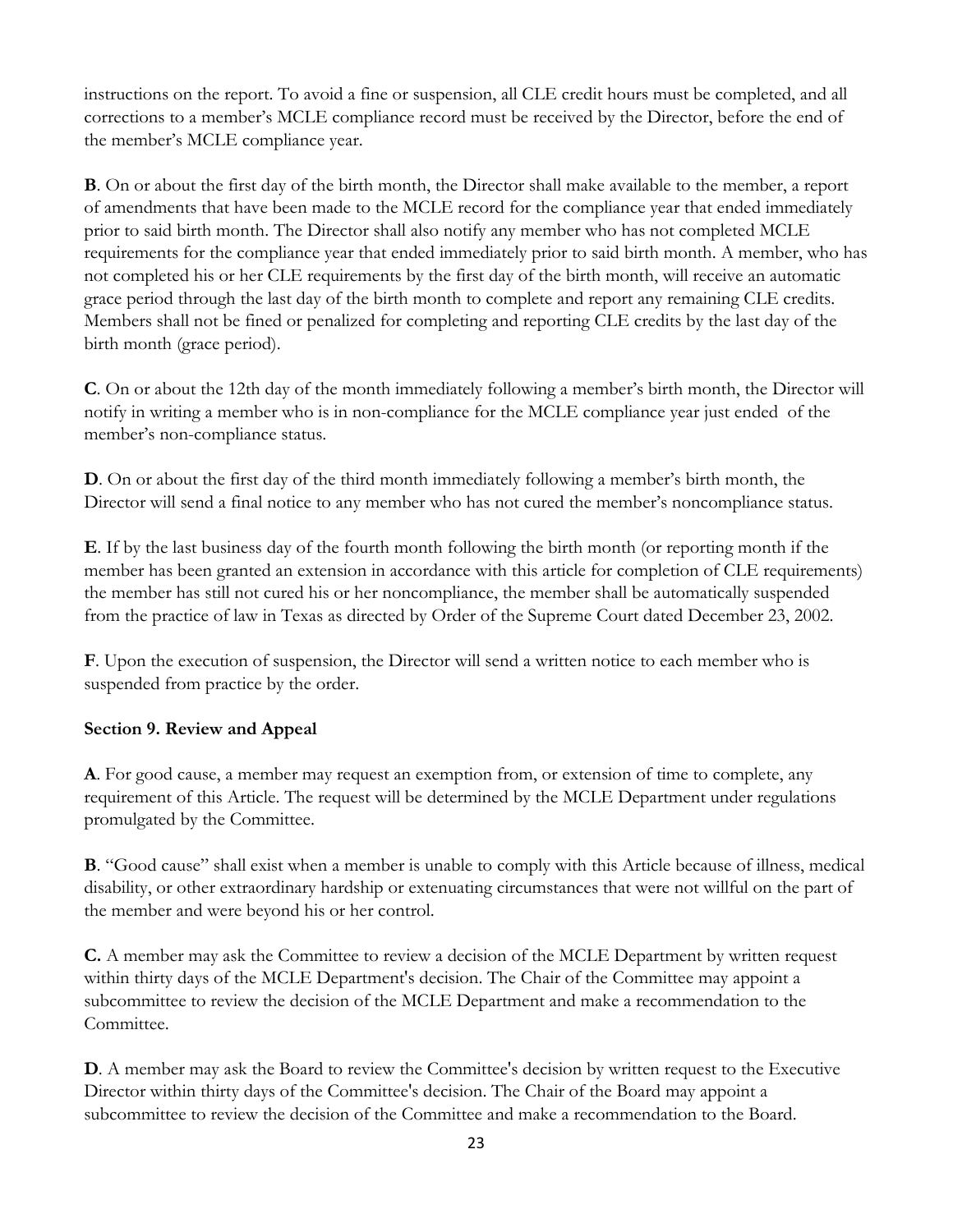instructions on the report. To avoid a fine or suspension, all CLE credit hours must be completed, and all corrections to a member's MCLE compliance record must be received by the Director, before the end of the member's MCLE compliance year.

**B**. On or about the first day of the birth month, the Director shall make available to the member, a report of amendments that have been made to the MCLE record for the compliance year that ended immediately prior to said birth month. The Director shall also notify any member who has not completed MCLE requirements for the compliance year that ended immediately prior to said birth month. A member, who has not completed his or her CLE requirements by the first day of the birth month, will receive an automatic grace period through the last day of the birth month to complete and report any remaining CLE credits. Members shall not be fined or penalized for completing and reporting CLE credits by the last day of the birth month (grace period).

**C**. On or about the 12th day of the month immediately following a member's birth month, the Director will notify in writing a member who is in non-compliance for the MCLE compliance year just ended of the member's non-compliance status.

**D**. On or about the first day of the third month immediately following a member's birth month, the Director will send a final notice to any member who has not cured the member's noncompliance status.

**E**. If by the last business day of the fourth month following the birth month (or reporting month if the member has been granted an extension in accordance with this article for completion of CLE requirements) the member has still not cured his or her noncompliance, the member shall be automatically suspended from the practice of law in Texas as directed by Order of the Supreme Court dated December 23, 2002.

**F**. Upon the execution of suspension, the Director will send a written notice to each member who is suspended from practice by the order.

**Section 9. Review and Appeal**

**A**. For good cause, a member may request an exemption from, or extension of time to complete, any requirement of this Article. The request will be determined by the MCLE Department under regulations promulgated by the Committee.

**B**. "Good cause" shall exist when a member is unable to comply with this Article because of illness, medical disability, or other extraordinary hardship or extenuating circumstances that were not willful on the part of the member and were beyond his or her control.

**C.** A member may ask the Committee to review a decision of the MCLE Department by written request within thirty days of the MCLE Department's decision. The Chair of the Committee may appoint a subcommittee to review the decision of the MCLE Department and make a recommendation to the Committee.

**D**. A member may ask the Board to review the Committee's decision by written request to the Executive Director within thirty days of the Committee's decision. The Chair of the Board may appoint a subcommittee to review the decision of the Committee and make a recommendation to the Board.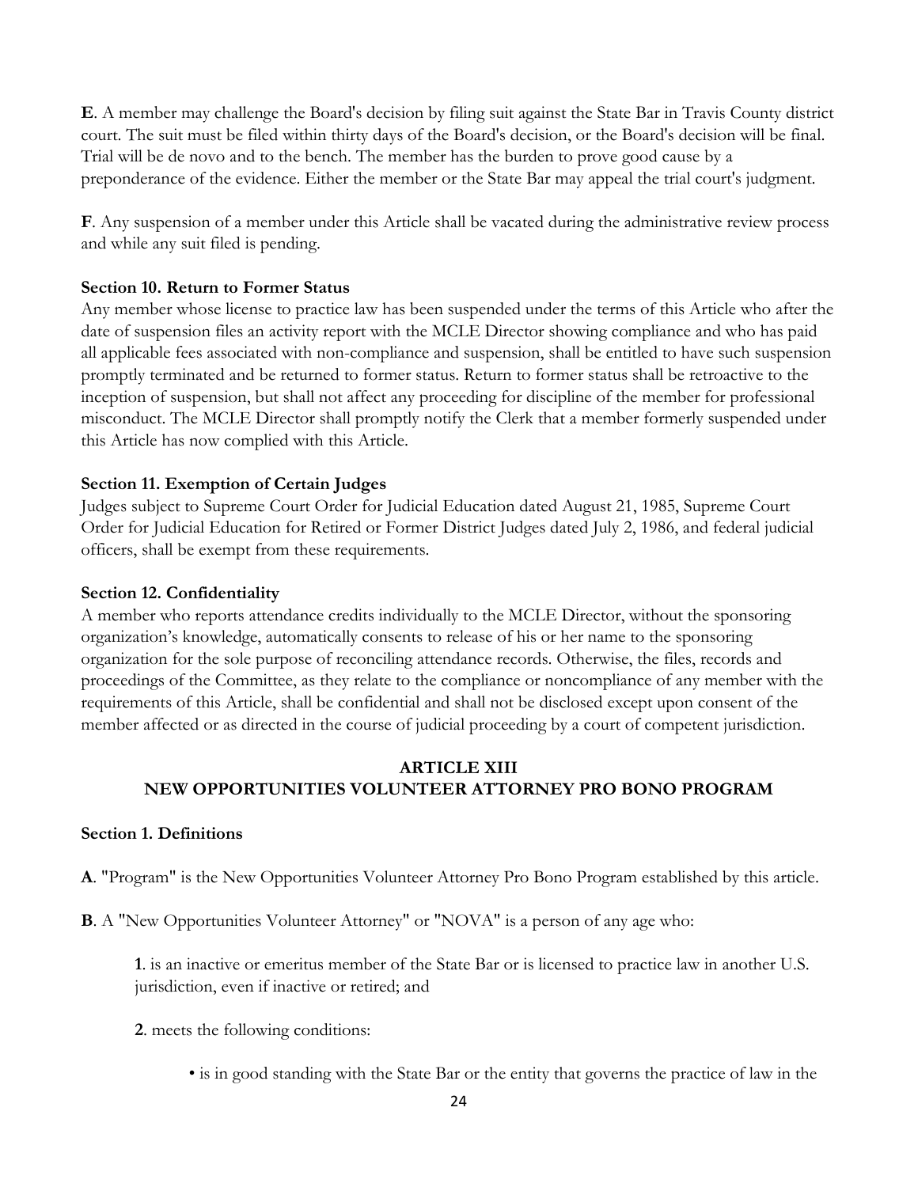**E**. A member may challenge the Board's decision by filing suit against the State Bar in Travis County district court. The suit must be filed within thirty days of the Board's decision, or the Board's decision will be final. Trial will be de novo and to the bench. The member has the burden to prove good cause by a preponderance of the evidence. Either the member or the State Bar may appeal the trial court's judgment.

**F**. Any suspension of a member under this Article shall be vacated during the administrative review process and while any suit filed is pending.

**Section 10. Return to Former Status**

Any member whose license to practice law has been suspended under the terms of this Article who after the date of suspension files an activity report with the MCLE Director showing compliance and who has paid all applicable fees associated with non-compliance and suspension, shall be entitled to have such suspension promptly terminated and be returned to former status. Return to former status shall be retroactive to the inception of suspension, but shall not affect any proceeding for discipline of the member for professional misconduct. The MCLE Director shall promptly notify the Clerk that a member formerly suspended under this Article has now complied with this Article.

**Section 11. Exemption of Certain Judges**

Judges subject to Supreme Court Order for Judicial Education dated August 21, 1985, Supreme Court Order for Judicial Education for Retired or Former District Judges dated July 2, 1986, and federal judicial officers, shall be exempt from these requirements.

**Section 12. Confidentiality**

A member who reports attendance credits individually to the MCLE Director, without the sponsoring organization's knowledge, automatically consents to release of his or her name to the sponsoring organization for the sole purpose of reconciling attendance records. Otherwise, the files, records and proceedings of the Committee, as they relate to the compliance or noncompliance of any member with the requirements of this Article, shall be confidential and shall not be disclosed except upon consent of the member affected or as directed in the course of judicial proceeding by a court of competent jurisdiction.

## ARTICLE XIII
## NEW OPPORTUNITIES VOLUNTEER ATTORNEY PRO BONO PROGRAM

**Section 1. Definitions**

**A**. "Program" is the New Opportunities Volunteer Attorney Pro Bono Program established by this article.

**B**. A "New Opportunities Volunteer Attorney" or "NOVA" is a person of any age who:

**1**. is an inactive or emeritus member of the State Bar or is licensed to practice law in another U.S. jurisdiction, even if inactive or retired; and

**2**. meets the following conditions:

- is in good standing with the State Bar or the entity that governs the practice of law in the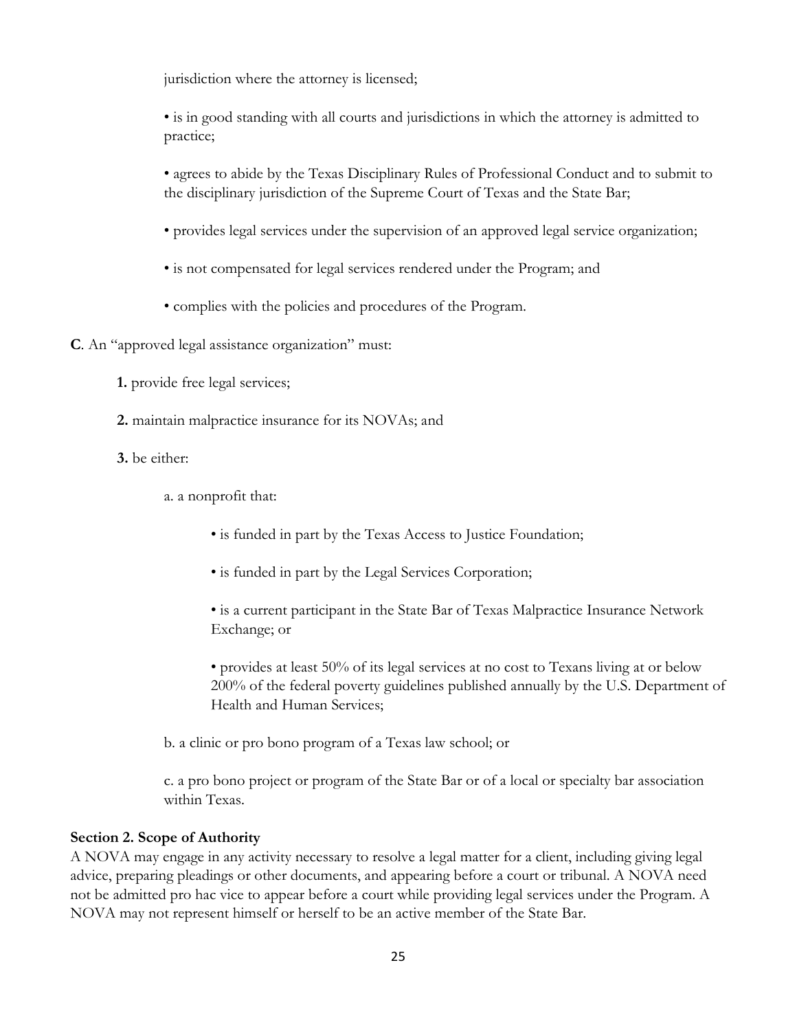jurisdiction where the attorney is licensed;

• is in good standing with all courts and jurisdictions in which the attorney is admitted to practice;

• agrees to abide by the Texas Disciplinary Rules of Professional Conduct and to submit to the disciplinary jurisdiction of the Supreme Court of Texas and the State Bar;

• provides legal services under the supervision of an approved legal service organization;

• is not compensated for legal services rendered under the Program; and

• complies with the policies and procedures of the Program.

**C**. An "approved legal assistance organization" must:

**1.** provide free legal services;

**2.** maintain malpractice insurance for its NOVAs; and

**3.** be either:

a. a nonprofit that:

• is funded in part by the Texas Access to Justice Foundation;

• is funded in part by the Legal Services Corporation;

• is a current participant in the State Bar of Texas Malpractice Insurance Network Exchange; or

• provides at least 50% of its legal services at no cost to Texans living at or below 200% of the federal poverty guidelines published annually by the U.S. Department of Health and Human Services;

b. a clinic or pro bono program of a Texas law school; or

c. a pro bono project or program of the State Bar or of a local or specialty bar association within Texas.

**Section 2. Scope of Authority**

A NOVA may engage in any activity necessary to resolve a legal matter for a client, including giving legal advice, preparing pleadings or other documents, and appearing before a court or tribunal. A NOVA need not be admitted pro hac vice to appear before a court while providing legal services under the Program. A NOVA may not represent himself or herself to be an active member of the State Bar.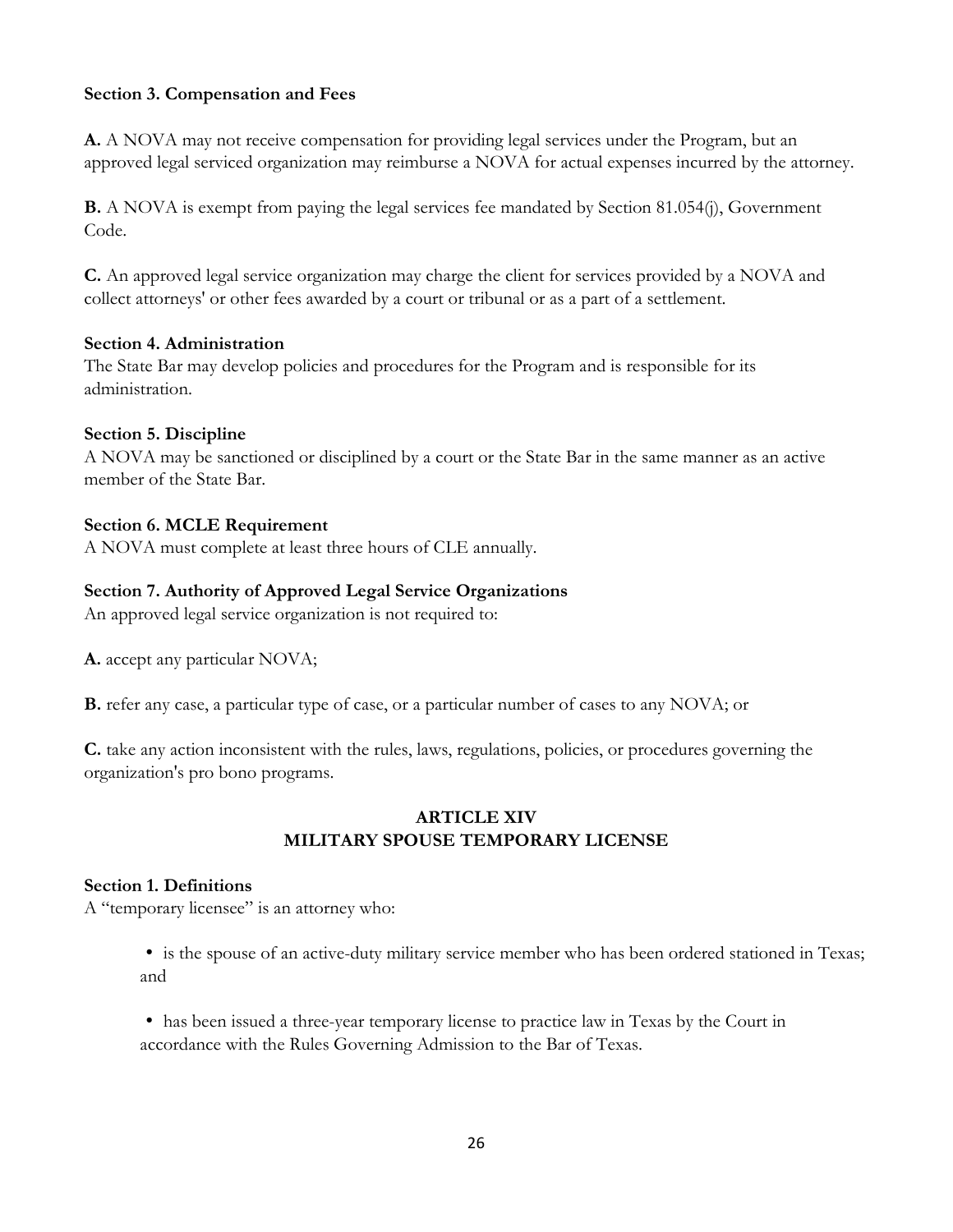**Section 3. Compensation and Fees**

**A.** A NOVA may not receive compensation for providing legal services under the Program, but an approved legal serviced organization may reimburse a NOVA for actual expenses incurred by the attorney.

**B.** A NOVA is exempt from paying the legal services fee mandated by Section 81.054(j), Government Code.

**C.** An approved legal service organization may charge the client for services provided by a NOVA and collect attorneys' or other fees awarded by a court or tribunal or as a part of a settlement.

**Section 4. Administration**
The State Bar may develop policies and procedures for the Program and is responsible for its administration.

**Section 5. Discipline**
A NOVA may be sanctioned or disciplined by a court or the State Bar in the same manner as an active member of the State Bar.

**Section 6. MCLE Requirement**
A NOVA must complete at least three hours of CLE annually.

**Section 7. Authority of Approved Legal Service Organizations**
An approved legal service organization is not required to:

**A.** accept any particular NOVA;

**B.** refer any case, a particular type of case, or a particular number of cases to any NOVA; or

**C.** take any action inconsistent with the rules, laws, regulations, policies, or procedures governing the organization's pro bono programs.

## ARTICLE XIV
## MILITARY SPOUSE TEMPORARY LICENSE

**Section 1. Definitions**
A "temporary licensee" is an attorney who:

- is the spouse of an active-duty military service member who has been ordered stationed in Texas; and

- has been issued a three-year temporary license to practice law in Texas by the Court in accordance with the Rules Governing Admission to the Bar of Texas.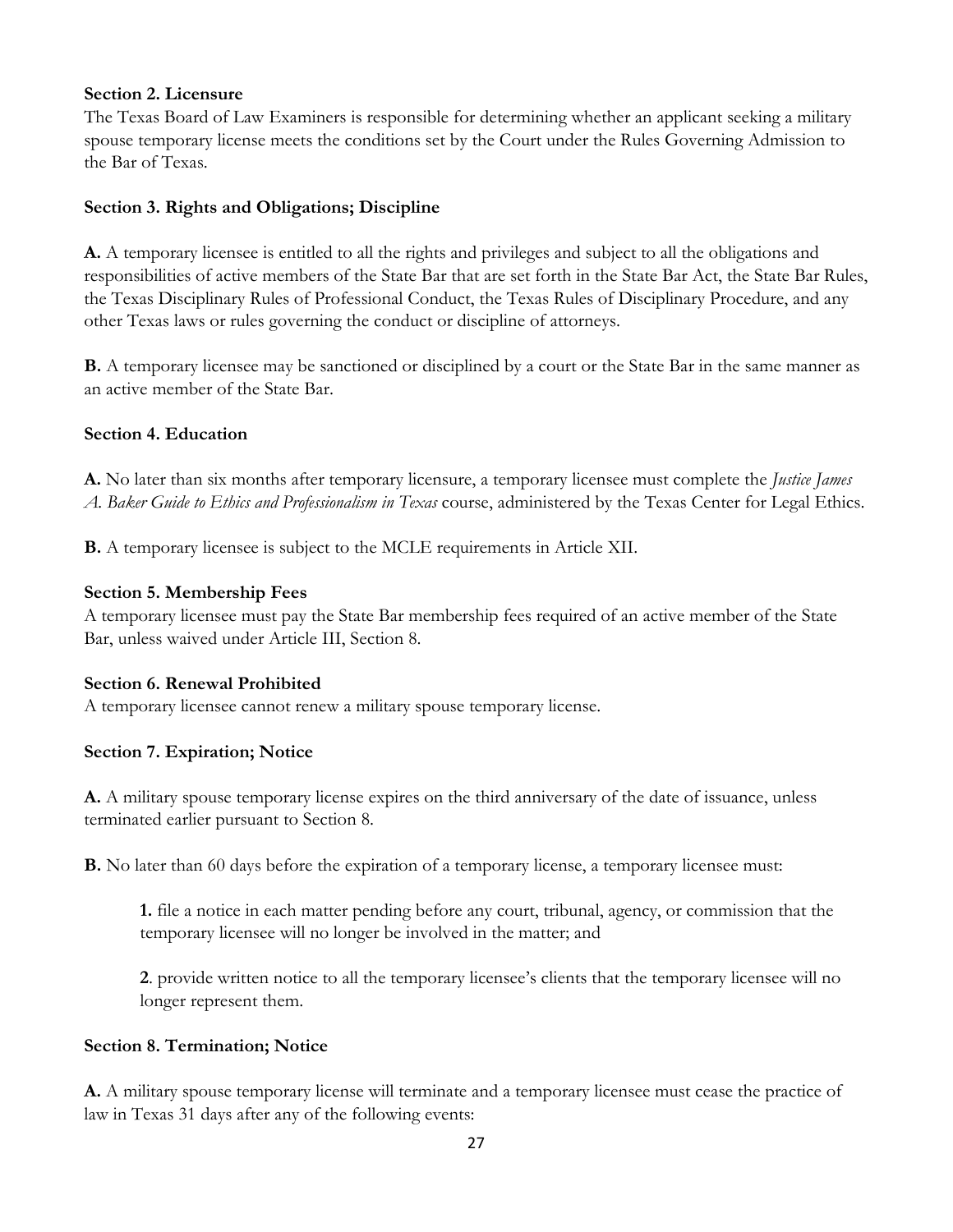**Section 2. Licensure**

The Texas Board of Law Examiners is responsible for determining whether an applicant seeking a military spouse temporary license meets the conditions set by the Court under the Rules Governing Admission to the Bar of Texas.

**Section 3. Rights and Obligations; Discipline**

**A.** A temporary licensee is entitled to all the rights and privileges and subject to all the obligations and responsibilities of active members of the State Bar that are set forth in the State Bar Act, the State Bar Rules, the Texas Disciplinary Rules of Professional Conduct, the Texas Rules of Disciplinary Procedure, and any other Texas laws or rules governing the conduct or discipline of attorneys.

**B.** A temporary licensee may be sanctioned or disciplined by a court or the State Bar in the same manner as an active member of the State Bar.

**Section 4. Education**

**A.** No later than six months after temporary licensure, a temporary licensee must complete the *Justice James A. Baker Guide to Ethics and Professionalism in Texas* course, administered by the Texas Center for Legal Ethics.

**B.** A temporary licensee is subject to the MCLE requirements in Article XII.

**Section 5. Membership Fees**

A temporary licensee must pay the State Bar membership fees required of an active member of the State Bar, unless waived under Article III, Section 8.

**Section 6. Renewal Prohibited**

A temporary licensee cannot renew a military spouse temporary license.

**Section 7. Expiration; Notice**

**A.** A military spouse temporary license expires on the third anniversary of the date of issuance, unless terminated earlier pursuant to Section 8.

**B.** No later than 60 days before the expiration of a temporary license, a temporary licensee must:

> **1.** file a notice in each matter pending before any court, tribunal, agency, or commission that the temporary licensee will no longer be involved in the matter; and
>
> **2**. provide written notice to all the temporary licensee's clients that the temporary licensee will no longer represent them.

**Section 8. Termination; Notice**

**A.** A military spouse temporary license will terminate and a temporary licensee must cease the practice of law in Texas 31 days after any of the following events: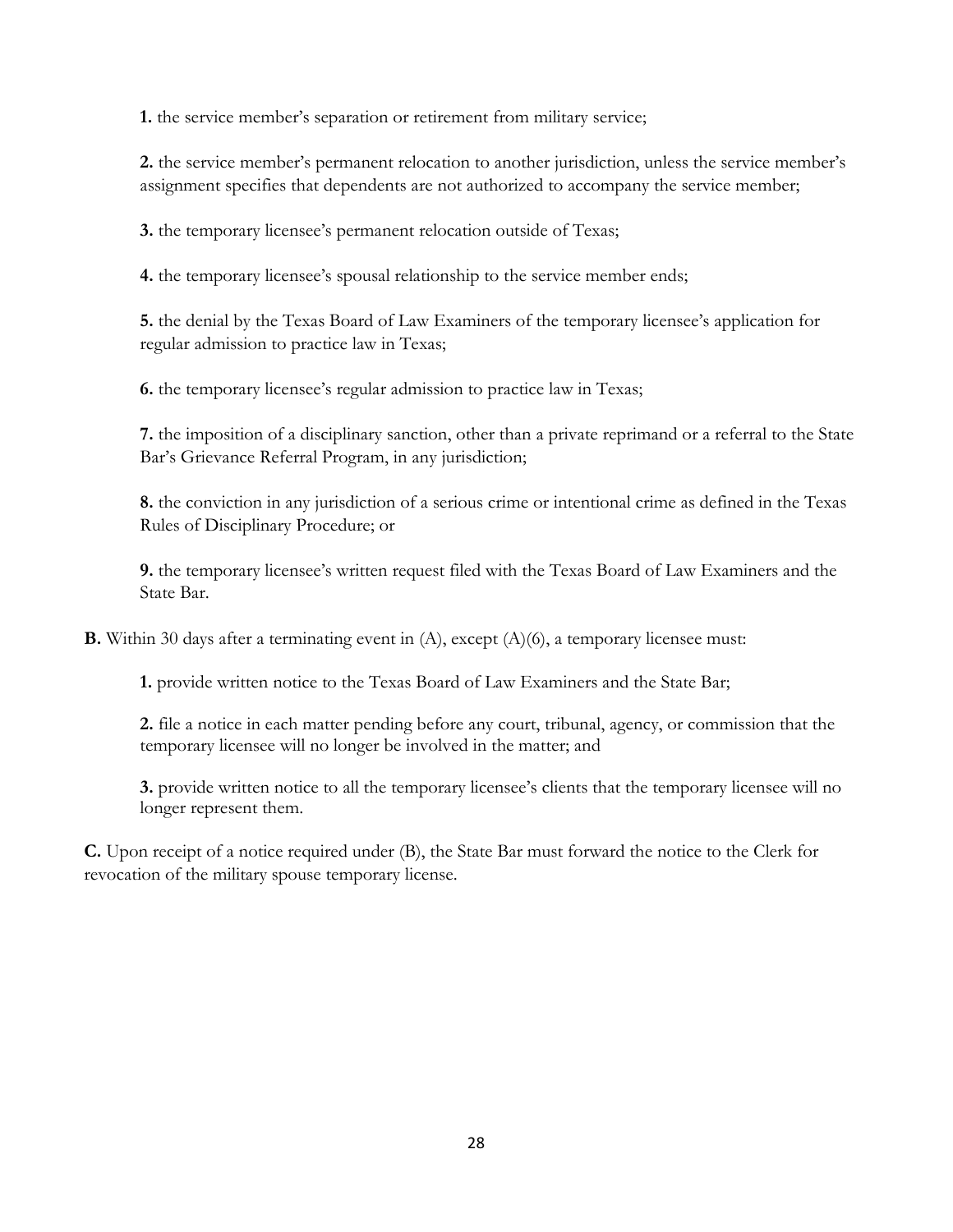**1.** the service member's separation or retirement from military service;

**2.** the service member's permanent relocation to another jurisdiction, unless the service member's assignment specifies that dependents are not authorized to accompany the service member;

**3.** the temporary licensee's permanent relocation outside of Texas;

**4.** the temporary licensee's spousal relationship to the service member ends;

**5.** the denial by the Texas Board of Law Examiners of the temporary licensee's application for regular admission to practice law in Texas;

**6.** the temporary licensee's regular admission to practice law in Texas;

**7.** the imposition of a disciplinary sanction, other than a private reprimand or a referral to the State Bar's Grievance Referral Program, in any jurisdiction;

**8.** the conviction in any jurisdiction of a serious crime or intentional crime as defined in the Texas Rules of Disciplinary Procedure; or

**9.** the temporary licensee's written request filed with the Texas Board of Law Examiners and the State Bar.

**B.** Within 30 days after a terminating event in (A), except (A)(6), a temporary licensee must:

**1.** provide written notice to the Texas Board of Law Examiners and the State Bar;

**2.** file a notice in each matter pending before any court, tribunal, agency, or commission that the temporary licensee will no longer be involved in the matter; and

**3.** provide written notice to all the temporary licensee's clients that the temporary licensee will no longer represent them.

**C.** Upon receipt of a notice required under (B), the State Bar must forward the notice to the Clerk for revocation of the military spouse temporary license.